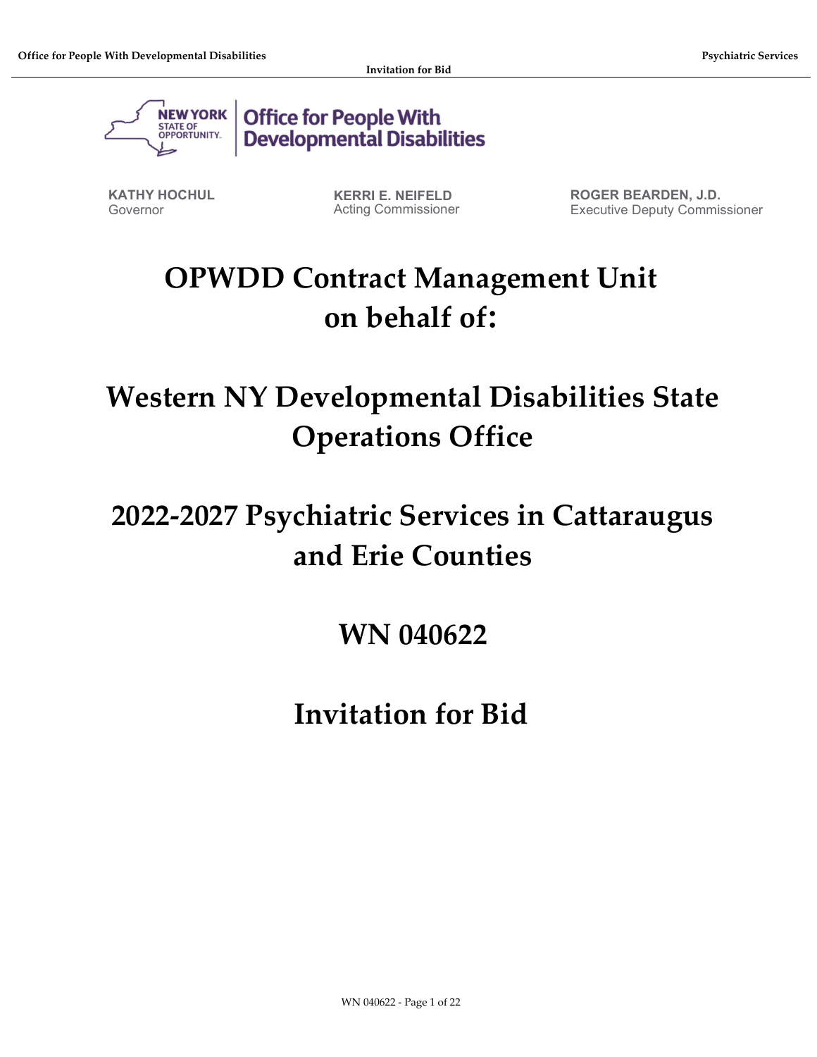New York State of Opportunity | Office for People With Developmental Disabilities

**KATHY HOCHUL**
Governor

**KERRI E. NEIFELD**
Acting Commissioner

**ROGER BEARDEN, J.D.**
Executive Deputy Commissioner

# OPWDD Contract Management Unit on behalf of:

# Western NY Developmental Disabilities State Operations Office

# 2022-2027 Psychiatric Services in Cattaraugus and Erie Counties

# WN 040622

# Invitation for Bid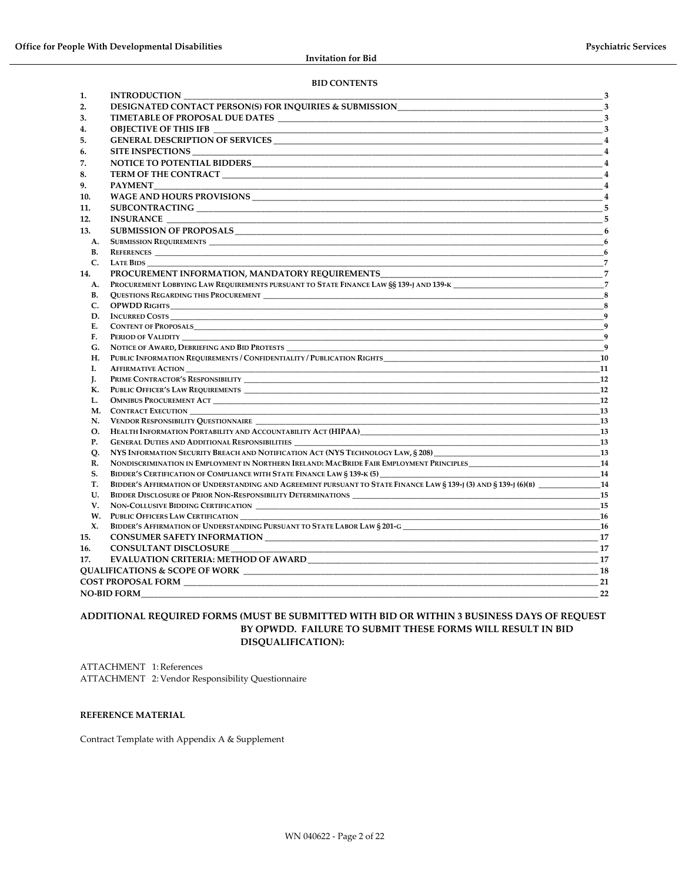**BID CONTENTS**

| | | |
|---|---|---|
| 1. | INTRODUCTION | 3 |
| 2. | DESIGNATED CONTACT PERSON(S) FOR INQUIRIES & SUBMISSION | 3 |
| 3. | TIMETABLE OF PROPOSAL DUE DATES | 3 |
| 4. | OBJECTIVE OF THIS IFB | 3 |
| 5. | GENERAL DESCRIPTION OF SERVICES | 4 |
| 6. | SITE INSPECTIONS | 4 |
| 7. | NOTICE TO POTENTIAL BIDDERS | 4 |
| 8. | TERM OF THE CONTRACT | 4 |
| 9. | PAYMENT | 4 |
| 10. | WAGE AND HOURS PROVISIONS | 4 |
| 11. | SUBCONTRACTING | 5 |
| 12. | INSURANCE | 5 |
| 13. | SUBMISSION OF PROPOSALS | 6 |
| A. | Submission Requirements | 6 |
| B. | References | 6 |
| C. | Late Bids | 7 |
| 14. | PROCUREMENT INFORMATION, MANDATORY REQUIREMENTS | 7 |
| A. | Procurement Lobbying Law Requirements pursuant to State Finance Law §§ 139-j and 139-k | 7 |
| B. | Questions Regarding this Procurement | 8 |
| C. | OPWDD Rights | 8 |
| D. | Incurred Costs | 9 |
| E. | Content of Proposals | 9 |
| F. | Period of Validity | 9 |
| G. | Notice of Award, Debriefing and Bid Protests | 9 |
| H. | Public Information Requirements / Confidentiality / Publication Rights | 10 |
| I. | Affirmative Action | 11 |
| J. | Prime Contractor's Responsibility | 12 |
| K. | Public Officer's Law Requirements | 12 |
| L. | Omnibus Procurement Act | 12 |
| M. | Contract Execution | 13 |
| N. | Vendor Responsibility Questionnaire | 13 |
| O. | Health Information Portability and Accountability Act (HIPAA) | 13 |
| P. | General Duties and Additional Responsibilities | 13 |
| Q. | NYS Information Security Breach and Notification Act (NYS Technology Law, § 208) | 13 |
| R. | Nondiscrimination in Employment in Northern Ireland: MacBride Fair Employment Principles | 14 |
| S. | Bidder's Certification of Compliance with State Finance Law § 139-k (5) | 14 |
| T. | Bidder's Affirmation of Understanding and Agreement pursuant to State Finance Law § 139-j (3) and § 139-j (6)(b) | 14 |
| U. | Bidder Disclosure of Prior Non-Responsibility Determinations | 15 |
| V. | Non-Collusive Bidding Certification | 15 |
| W. | Public Officers Law Certification | 16 |
| X. | Bidder's Affirmation of Understanding Pursuant to State Labor Law § 201-g | 16 |
| 15. | CONSUMER SAFETY INFORMATION | 17 |
| 16. | CONSULTANT DISCLOSURE | 17 |
| 17. | EVALUATION CRITERIA: METHOD OF AWARD | 17 |
| | QUALIFICATIONS & SCOPE OF WORK | 18 |
| | COST PROPOSAL FORM | 21 |
| | NO-BID FORM | 22 |

**ADDITIONAL REQUIRED FORMS (MUST BE SUBMITTED WITH BID OR WITHIN 3 BUSINESS DAYS OF REQUEST BY OPWDD. FAILURE TO SUBMIT THESE FORMS WILL RESULT IN BID DISQUALIFICATION):**

ATTACHMENT 1: References
ATTACHMENT 2: Vendor Responsibility Questionnaire

**REFERENCE MATERIAL**

Contract Template with Appendix A & Supplement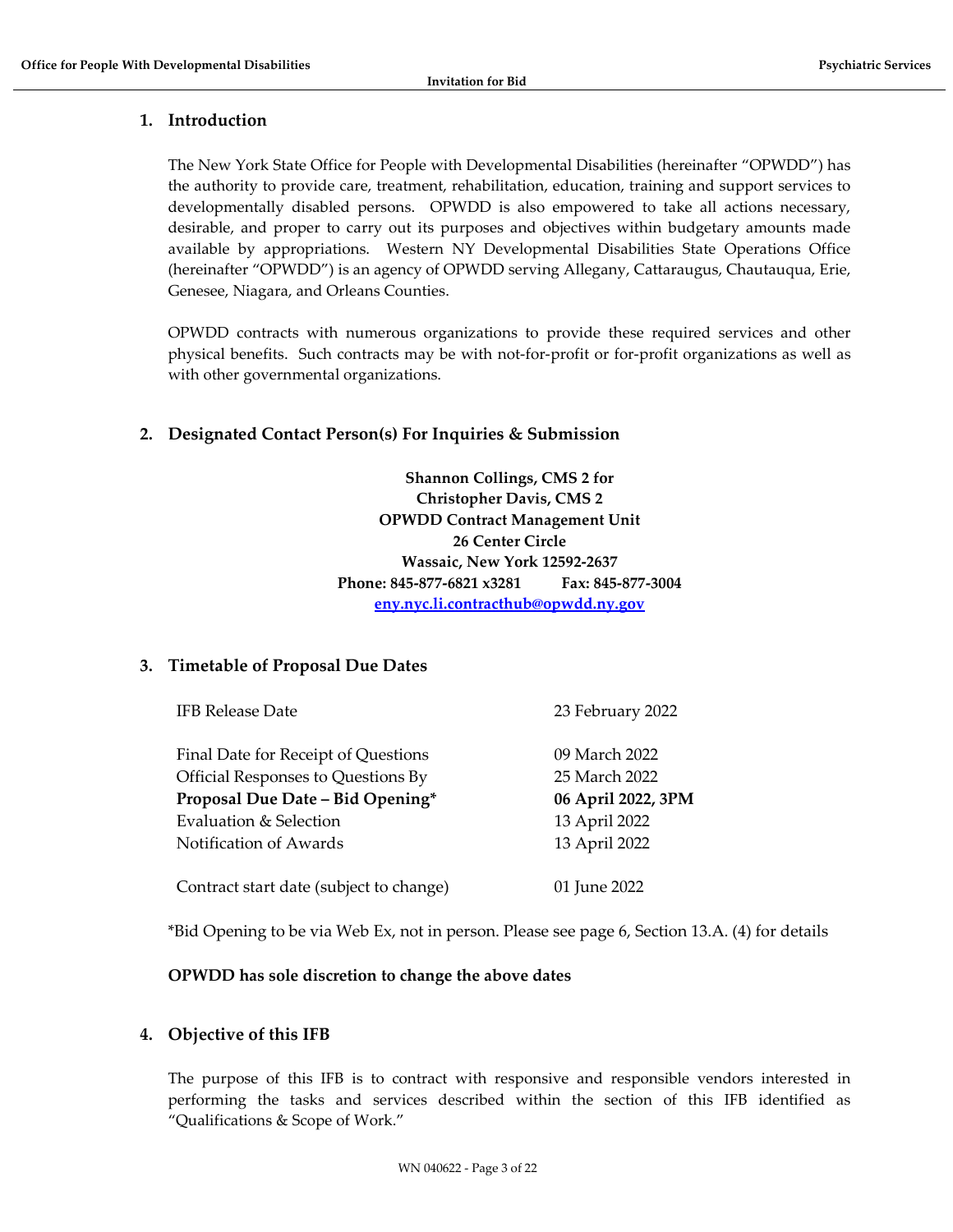## 1. Introduction

The New York State Office for People with Developmental Disabilities (hereinafter "OPWDD") has the authority to provide care, treatment, rehabilitation, education, training and support services to developmentally disabled persons. OPWDD is also empowered to take all actions necessary, desirable, and proper to carry out its purposes and objectives within budgetary amounts made available by appropriations. Western NY Developmental Disabilities State Operations Office (hereinafter "OPWDD") is an agency of OPWDD serving Allegany, Cattaraugus, Chautauqua, Erie, Genesee, Niagara, and Orleans Counties.

OPWDD contracts with numerous organizations to provide these required services and other physical benefits. Such contracts may be with not-for-profit or for-profit organizations as well as with other governmental organizations.

## 2. Designated Contact Person(s) For Inquiries & Submission

**Shannon Collings, CMS 2 for**
**Christopher Davis, CMS 2**
**OPWDD Contract Management Unit**
**26 Center Circle**
**Wassaic, New York 12592-2637**
**Phone: 845-877-6821 x3281 Fax: 845-877-3004**
**eny.nyc.li.contracthub@opwdd.ny.gov**

## 3. Timetable of Proposal Due Dates

| | |
|---|---|
| IFB Release Date | 23 February 2022 |
| Final Date for Receipt of Questions | 09 March 2022 |
| Official Responses to Questions By | 25 March 2022 |
| **Proposal Due Date – Bid Opening*** | **06 April 2022, 3PM** |
| Evaluation & Selection | 13 April 2022 |
| Notification of Awards | 13 April 2022 |
| Contract start date (subject to change) | 01 June 2022 |

*Bid Opening to be via Web Ex, not in person. Please see page 6, Section 13.A. (4) for details

**OPWDD has sole discretion to change the above dates**

## 4. Objective of this IFB

The purpose of this IFB is to contract with responsive and responsible vendors interested in performing the tasks and services described within the section of this IFB identified as "Qualifications & Scope of Work."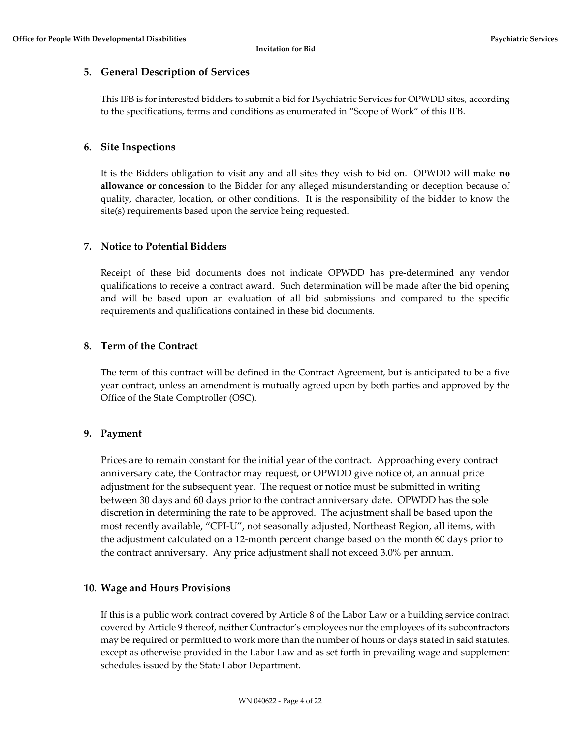## 5. General Description of Services

This IFB is for interested bidders to submit a bid for Psychiatric Services for OPWDD sites, according to the specifications, terms and conditions as enumerated in "Scope of Work" of this IFB.

## 6. Site Inspections

It is the Bidders obligation to visit any and all sites they wish to bid on. OPWDD will make **no allowance or concession** to the Bidder for any alleged misunderstanding or deception because of quality, character, location, or other conditions. It is the responsibility of the bidder to know the site(s) requirements based upon the service being requested.

## 7. Notice to Potential Bidders

Receipt of these bid documents does not indicate OPWDD has pre-determined any vendor qualifications to receive a contract award. Such determination will be made after the bid opening and will be based upon an evaluation of all bid submissions and compared to the specific requirements and qualifications contained in these bid documents.

## 8. Term of the Contract

The term of this contract will be defined in the Contract Agreement, but is anticipated to be a five year contract, unless an amendment is mutually agreed upon by both parties and approved by the Office of the State Comptroller (OSC).

## 9. Payment

Prices are to remain constant for the initial year of the contract. Approaching every contract anniversary date, the Contractor may request, or OPWDD give notice of, an annual price adjustment for the subsequent year. The request or notice must be submitted in writing between 30 days and 60 days prior to the contract anniversary date. OPWDD has the sole discretion in determining the rate to be approved. The adjustment shall be based upon the most recently available, "CPI-U", not seasonally adjusted, Northeast Region, all items, with the adjustment calculated on a 12-month percent change based on the month 60 days prior to the contract anniversary. Any price adjustment shall not exceed 3.0% per annum.

## 10. Wage and Hours Provisions

If this is a public work contract covered by Article 8 of the Labor Law or a building service contract covered by Article 9 thereof, neither Contractor's employees nor the employees of its subcontractors may be required or permitted to work more than the number of hours or days stated in said statutes, except as otherwise provided in the Labor Law and as set forth in prevailing wage and supplement schedules issued by the State Labor Department.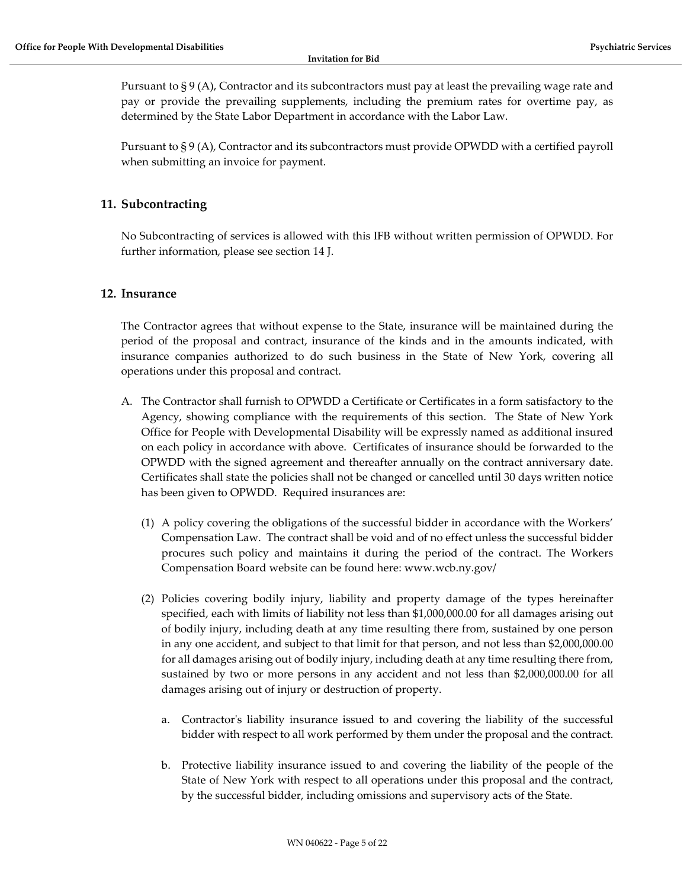Pursuant to § 9 (A), Contractor and its subcontractors must pay at least the prevailing wage rate and pay or provide the prevailing supplements, including the premium rates for overtime pay, as determined by the State Labor Department in accordance with the Labor Law.

Pursuant to § 9 (A), Contractor and its subcontractors must provide OPWDD with a certified payroll when submitting an invoice for payment.

## 11. Subcontracting

No Subcontracting of services is allowed with this IFB without written permission of OPWDD. For further information, please see section 14 J.

## 12. Insurance

The Contractor agrees that without expense to the State, insurance will be maintained during the period of the proposal and contract, insurance of the kinds and in the amounts indicated, with insurance companies authorized to do such business in the State of New York, covering all operations under this proposal and contract.

A. The Contractor shall furnish to OPWDD a Certificate or Certificates in a form satisfactory to the Agency, showing compliance with the requirements of this section. The State of New York Office for People with Developmental Disability will be expressly named as additional insured on each policy in accordance with above. Certificates of insurance should be forwarded to the OPWDD with the signed agreement and thereafter annually on the contract anniversary date. Certificates shall state the policies shall not be changed or cancelled until 30 days written notice has been given to OPWDD. Required insurances are:

   (1) A policy covering the obligations of the successful bidder in accordance with the Workers' Compensation Law. The contract shall be void and of no effect unless the successful bidder procures such policy and maintains it during the period of the contract. The Workers Compensation Board website can be found here: www.wcb.ny.gov/

   (2) Policies covering bodily injury, liability and property damage of the types hereinafter specified, each with limits of liability not less than $1,000,000.00 for all damages arising out of bodily injury, including death at any time resulting there from, sustained by one person in any one accident, and subject to that limit for that person, and not less than $2,000,000.00 for all damages arising out of bodily injury, including death at any time resulting there from, sustained by two or more persons in any accident and not less than $2,000,000.00 for all damages arising out of injury or destruction of property.

      a. Contractor's liability insurance issued to and covering the liability of the successful bidder with respect to all work performed by them under the proposal and the contract.

      b. Protective liability insurance issued to and covering the liability of the people of the State of New York with respect to all operations under this proposal and the contract, by the successful bidder, including omissions and supervisory acts of the State.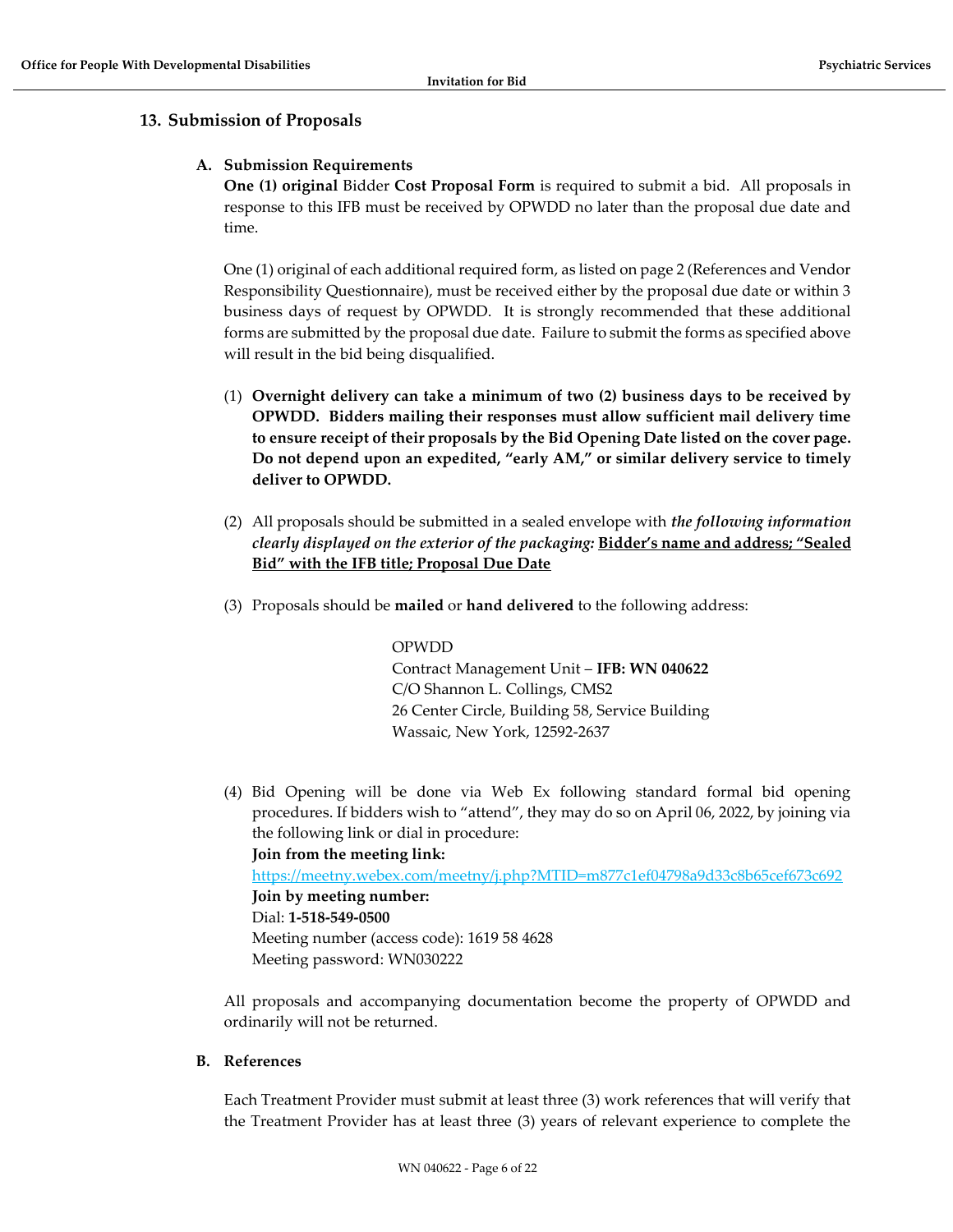## 13. Submission of Proposals

### A. Submission Requirements

**One (1) original** Bidder **Cost Proposal Form** is required to submit a bid. All proposals in response to this IFB must be received by OPWDD no later than the proposal due date and time.

One (1) original of each additional required form, as listed on page 2 (References and Vendor Responsibility Questionnaire), must be received either by the proposal due date or within 3 business days of request by OPWDD. It is strongly recommended that these additional forms are submitted by the proposal due date. Failure to submit the forms as specified above will result in the bid being disqualified.

(1) **Overnight delivery can take a minimum of two (2) business days to be received by OPWDD. Bidders mailing their responses must allow sufficient mail delivery time to ensure receipt of their proposals by the Bid Opening Date listed on the cover page. Do not depend upon an expedited, "early AM," or similar delivery service to timely deliver to OPWDD.**

(2) All proposals should be submitted in a sealed envelope with *the following information clearly displayed on the exterior of the packaging:* <u>**Bidder's name and address; "Sealed Bid" with the IFB title; Proposal Due Date**</u>

(3) Proposals should be **mailed** or **hand delivered** to the following address:

OPWDD
Contract Management Unit – **IFB: WN 040622**
C/O Shannon L. Collings, CMS2
26 Center Circle, Building 58, Service Building
Wassaic, New York, 12592-2637

(4) Bid Opening will be done via Web Ex following standard formal bid opening procedures. If bidders wish to "attend", they may do so on April 06, 2022, by joining via the following link or dial in procedure:
**Join from the meeting link:**
https://meetny.webex.com/meetny/j.php?MTID=m877c1ef04798a9d33c8b65cef673c692
**Join by meeting number:**
Dial: **1-518-549-0500**
Meeting number (access code): 1619 58 4628
Meeting password: WN030222

All proposals and accompanying documentation become the property of OPWDD and ordinarily will not be returned.

### B. References

Each Treatment Provider must submit at least three (3) work references that will verify that the Treatment Provider has at least three (3) years of relevant experience to complete the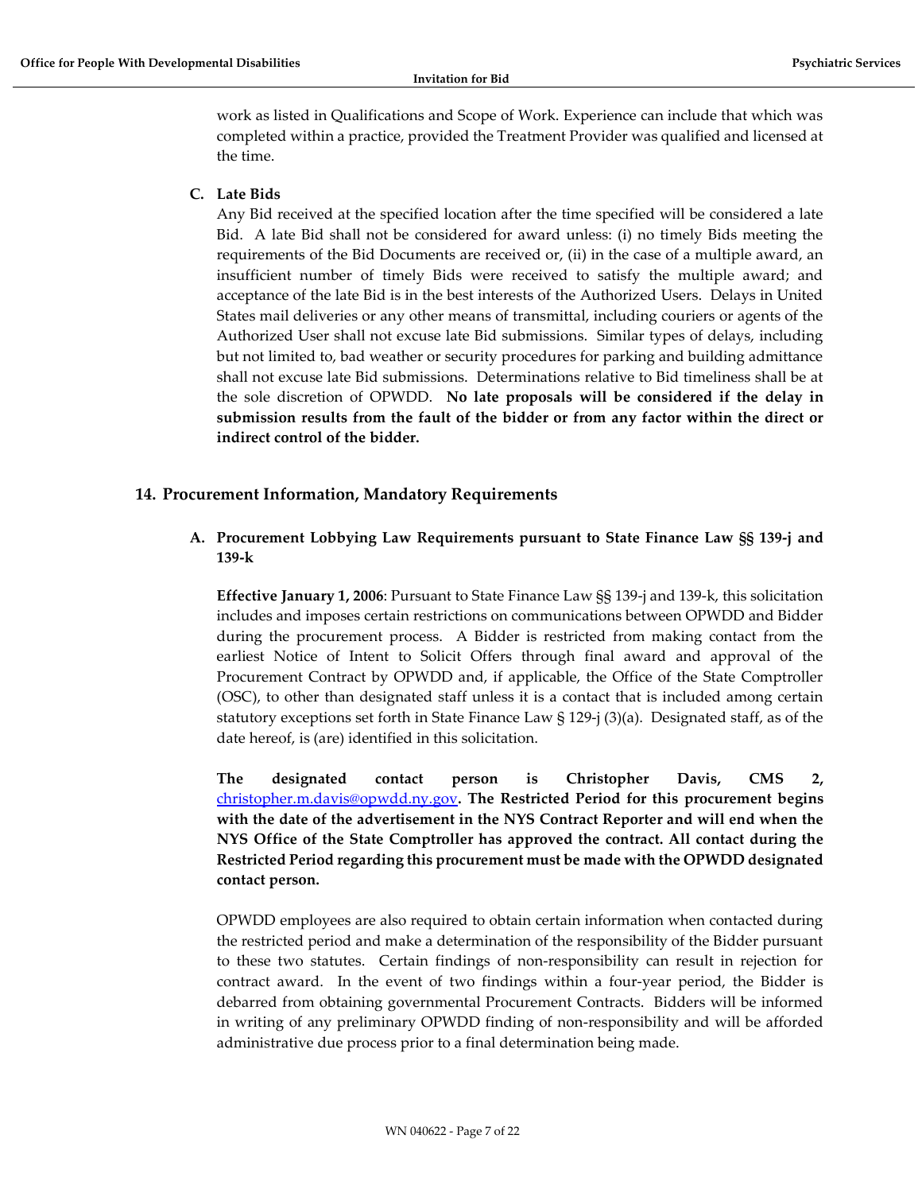work as listed in Qualifications and Scope of Work. Experience can include that which was completed within a practice, provided the Treatment Provider was qualified and licensed at the time.

**C. Late Bids**

Any Bid received at the specified location after the time specified will be considered a late Bid. A late Bid shall not be considered for award unless: (i) no timely Bids meeting the requirements of the Bid Documents are received or, (ii) in the case of a multiple award, an insufficient number of timely Bids were received to satisfy the multiple award; and acceptance of the late Bid is in the best interests of the Authorized Users. Delays in United States mail deliveries or any other means of transmittal, including couriers or agents of the Authorized User shall not excuse late Bid submissions. Similar types of delays, including but not limited to, bad weather or security procedures for parking and building admittance shall not excuse late Bid submissions. Determinations relative to Bid timeliness shall be at the sole discretion of OPWDD. **No late proposals will be considered if the delay in submission results from the fault of the bidder or from any factor within the direct or indirect control of the bidder.**

## 14. Procurement Information, Mandatory Requirements

### A. Procurement Lobbying Law Requirements pursuant to State Finance Law §§ 139-j and 139-k

**Effective January 1, 2006**: Pursuant to State Finance Law §§ 139-j and 139-k, this solicitation includes and imposes certain restrictions on communications between OPWDD and Bidder during the procurement process. A Bidder is restricted from making contact from the earliest Notice of Intent to Solicit Offers through final award and approval of the Procurement Contract by OPWDD and, if applicable, the Office of the State Comptroller (OSC), to other than designated staff unless it is a contact that is included among certain statutory exceptions set forth in State Finance Law § 129-j (3)(a). Designated staff, as of the date hereof, is (are) identified in this solicitation.

**The designated contact person is Christopher Davis, CMS 2, [christopher.m.davis@opwdd.ny.gov](mailto:christopher.m.davis@opwdd.ny.gov). The Restricted Period for this procurement begins with the date of the advertisement in the NYS Contract Reporter and will end when the NYS Office of the State Comptroller has approved the contract. All contact during the Restricted Period regarding this procurement must be made with the OPWDD designated contact person.**

OPWDD employees are also required to obtain certain information when contacted during the restricted period and make a determination of the responsibility of the Bidder pursuant to these two statutes. Certain findings of non-responsibility can result in rejection for contract award. In the event of two findings within a four-year period, the Bidder is debarred from obtaining governmental Procurement Contracts. Bidders will be informed in writing of any preliminary OPWDD finding of non-responsibility and will be afforded administrative due process prior to a final determination being made.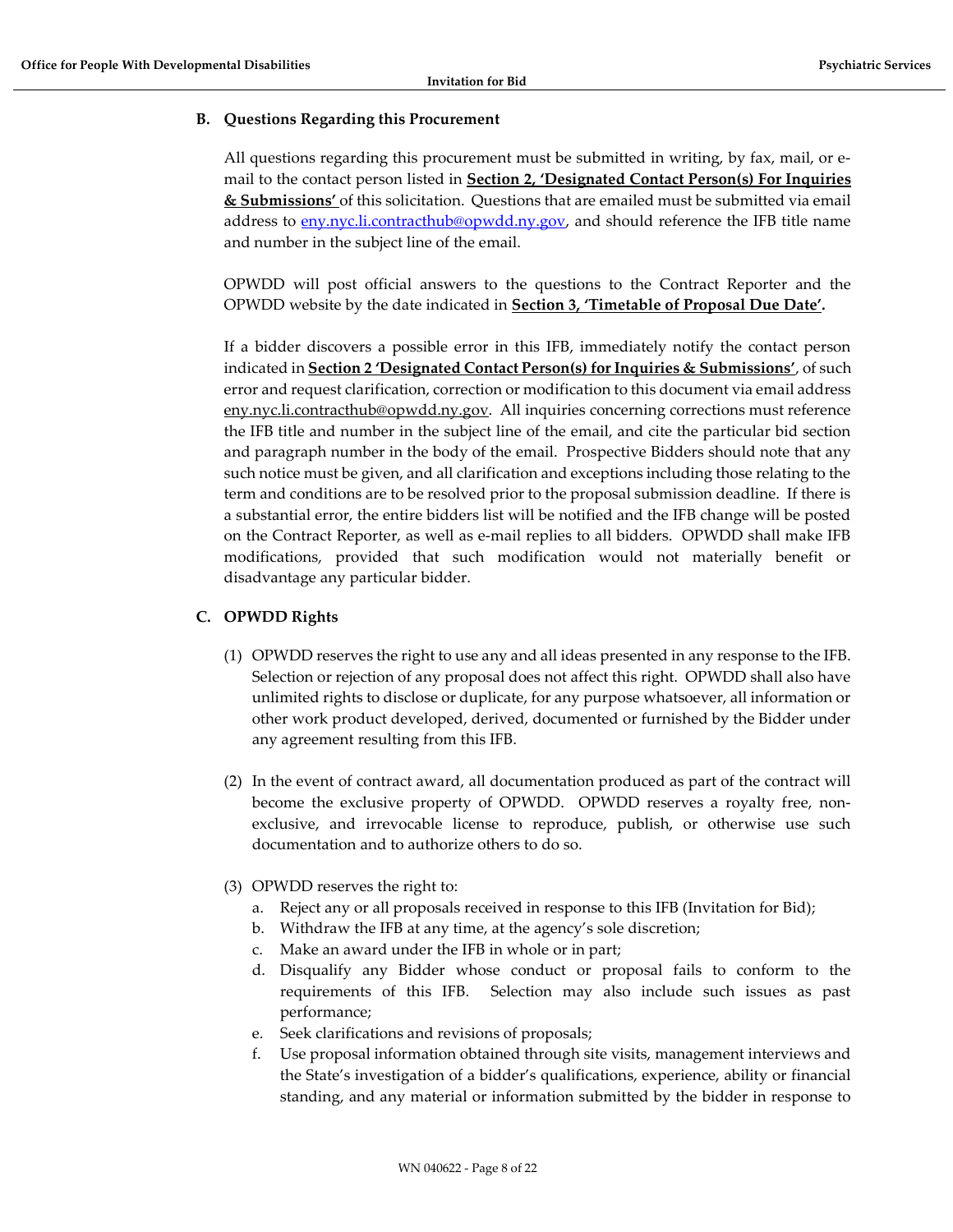### B. Questions Regarding this Procurement

All questions regarding this procurement must be submitted in writing, by fax, mail, or e-mail to the contact person listed in **Section 2, 'Designated Contact Person(s) For Inquiries & Submissions'** of this solicitation. Questions that are emailed must be submitted via email address to eny.nyc.li.contracthub@opwdd.ny.gov, and should reference the IFB title name and number in the subject line of the email.

OPWDD will post official answers to the questions to the Contract Reporter and the OPWDD website by the date indicated in **Section 3, 'Timetable of Proposal Due Date'.**

If a bidder discovers a possible error in this IFB, immediately notify the contact person indicated in **Section 2 'Designated Contact Person(s) for Inquiries & Submissions'**, of such error and request clarification, correction or modification to this document via email address eny.nyc.li.contracthub@opwdd.ny.gov. All inquiries concerning corrections must reference the IFB title and number in the subject line of the email, and cite the particular bid section and paragraph number in the body of the email. Prospective Bidders should note that any such notice must be given, and all clarification and exceptions including those relating to the term and conditions are to be resolved prior to the proposal submission deadline. If there is a substantial error, the entire bidders list will be notified and the IFB change will be posted on the Contract Reporter, as well as e-mail replies to all bidders. OPWDD shall make IFB modifications, provided that such modification would not materially benefit or disadvantage any particular bidder.

### C. OPWDD Rights

(1) OPWDD reserves the right to use any and all ideas presented in any response to the IFB. Selection or rejection of any proposal does not affect this right. OPWDD shall also have unlimited rights to disclose or duplicate, for any purpose whatsoever, all information or other work product developed, derived, documented or furnished by the Bidder under any agreement resulting from this IFB.

(2) In the event of contract award, all documentation produced as part of the contract will become the exclusive property of OPWDD. OPWDD reserves a royalty free, non-exclusive, and irrevocable license to reproduce, publish, or otherwise use such documentation and to authorize others to do so.

(3) OPWDD reserves the right to:

a. Reject any or all proposals received in response to this IFB (Invitation for Bid);
b. Withdraw the IFB at any time, at the agency's sole discretion;
c. Make an award under the IFB in whole or in part;
d. Disqualify any Bidder whose conduct or proposal fails to conform to the requirements of this IFB. Selection may also include such issues as past performance;
e. Seek clarifications and revisions of proposals;
f. Use proposal information obtained through site visits, management interviews and the State's investigation of a bidder's qualifications, experience, ability or financial standing, and any material or information submitted by the bidder in response to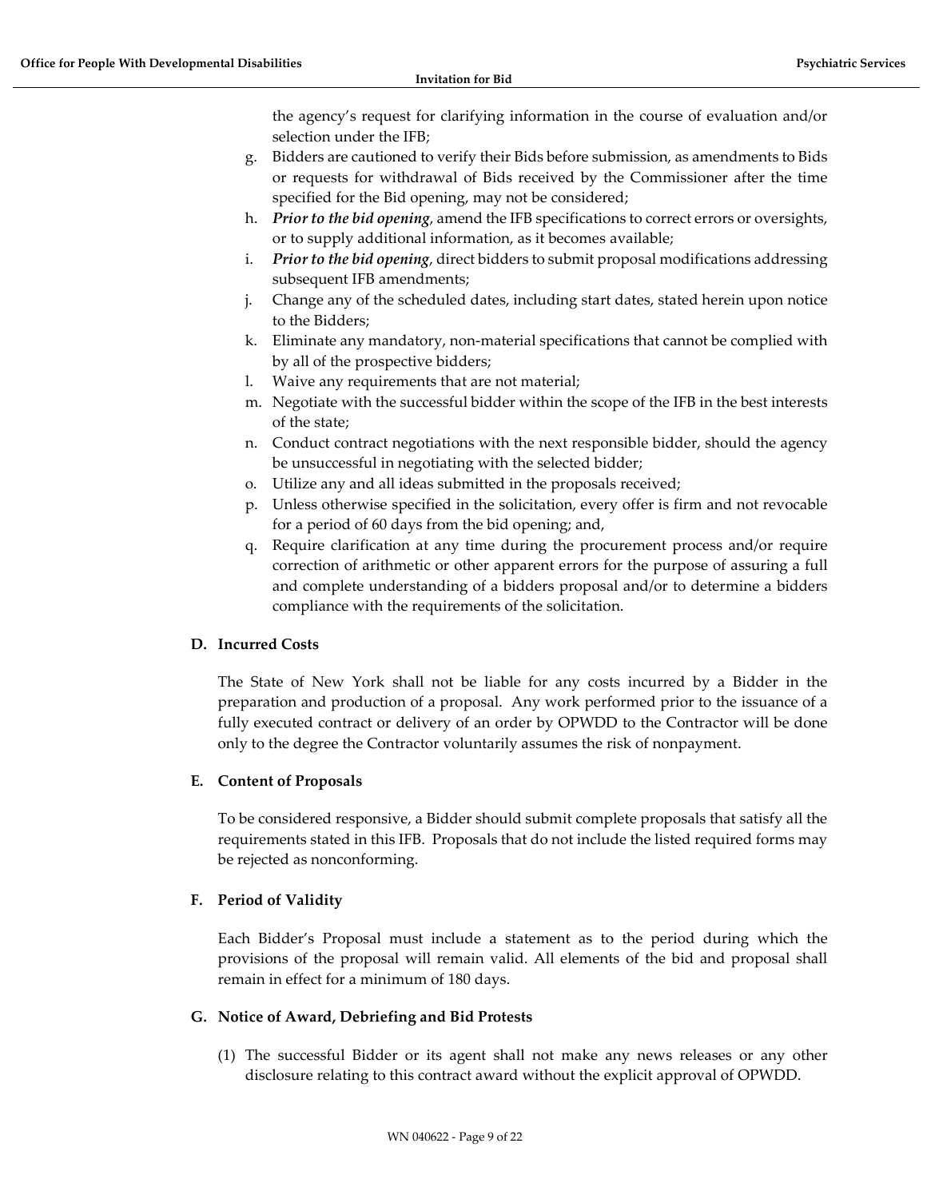the agency's request for clarifying information in the course of evaluation and/or selection under the IFB;

g. Bidders are cautioned to verify their Bids before submission, as amendments to Bids or requests for withdrawal of Bids received by the Commissioner after the time specified for the Bid opening, may not be considered;
h. ***Prior to the bid opening***, amend the IFB specifications to correct errors or oversights, or to supply additional information, as it becomes available;
i. ***Prior to the bid opening***, direct bidders to submit proposal modifications addressing subsequent IFB amendments;
j. Change any of the scheduled dates, including start dates, stated herein upon notice to the Bidders;
k. Eliminate any mandatory, non-material specifications that cannot be complied with by all of the prospective bidders;
l. Waive any requirements that are not material;
m. Negotiate with the successful bidder within the scope of the IFB in the best interests of the state;
n. Conduct contract negotiations with the next responsible bidder, should the agency be unsuccessful in negotiating with the selected bidder;
o. Utilize any and all ideas submitted in the proposals received;
p. Unless otherwise specified in the solicitation, every offer is firm and not revocable for a period of 60 days from the bid opening; and,
q. Require clarification at any time during the procurement process and/or require correction of arithmetic or other apparent errors for the purpose of assuring a full and complete understanding of a bidders proposal and/or to determine a bidders compliance with the requirements of the solicitation.

### D. Incurred Costs

The State of New York shall not be liable for any costs incurred by a Bidder in the preparation and production of a proposal. Any work performed prior to the issuance of a fully executed contract or delivery of an order by OPWDD to the Contractor will be done only to the degree the Contractor voluntarily assumes the risk of nonpayment.

### E. Content of Proposals

To be considered responsive, a Bidder should submit complete proposals that satisfy all the requirements stated in this IFB. Proposals that do not include the listed required forms may be rejected as nonconforming.

### F. Period of Validity

Each Bidder's Proposal must include a statement as to the period during which the provisions of the proposal will remain valid. All elements of the bid and proposal shall remain in effect for a minimum of 180 days.

### G. Notice of Award, Debriefing and Bid Protests

(1) The successful Bidder or its agent shall not make any news releases or any other disclosure relating to this contract award without the explicit approval of OPWDD.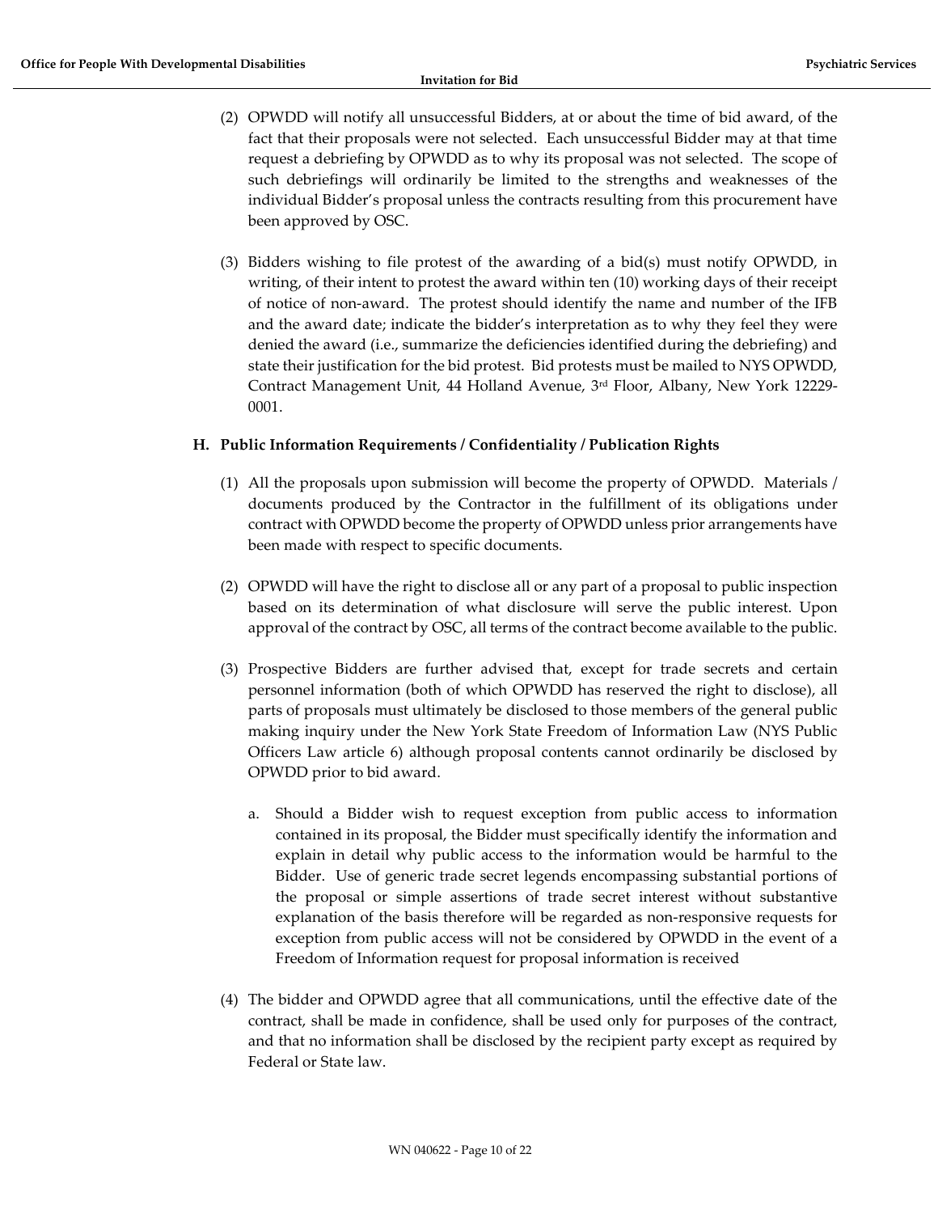(2) OPWDD will notify all unsuccessful Bidders, at or about the time of bid award, of the fact that their proposals were not selected. Each unsuccessful Bidder may at that time request a debriefing by OPWDD as to why its proposal was not selected. The scope of such debriefings will ordinarily be limited to the strengths and weaknesses of the individual Bidder's proposal unless the contracts resulting from this procurement have been approved by OSC.

(3) Bidders wishing to file protest of the awarding of a bid(s) must notify OPWDD, in writing, of their intent to protest the award within ten (10) working days of their receipt of notice of non-award. The protest should identify the name and number of the IFB and the award date; indicate the bidder's interpretation as to why they feel they were denied the award (i.e., summarize the deficiencies identified during the debriefing) and state their justification for the bid protest. Bid protests must be mailed to NYS OPWDD, Contract Management Unit, 44 Holland Avenue, 3rd Floor, Albany, New York 12229-0001.

## H. Public Information Requirements / Confidentiality / Publication Rights

(1) All the proposals upon submission will become the property of OPWDD. Materials / documents produced by the Contractor in the fulfillment of its obligations under contract with OPWDD become the property of OPWDD unless prior arrangements have been made with respect to specific documents.

(2) OPWDD will have the right to disclose all or any part of a proposal to public inspection based on its determination of what disclosure will serve the public interest. Upon approval of the contract by OSC, all terms of the contract become available to the public.

(3) Prospective Bidders are further advised that, except for trade secrets and certain personnel information (both of which OPWDD has reserved the right to disclose), all parts of proposals must ultimately be disclosed to those members of the general public making inquiry under the New York State Freedom of Information Law (NYS Public Officers Law article 6) although proposal contents cannot ordinarily be disclosed by OPWDD prior to bid award.

   a. Should a Bidder wish to request exception from public access to information contained in its proposal, the Bidder must specifically identify the information and explain in detail why public access to the information would be harmful to the Bidder. Use of generic trade secret legends encompassing substantial portions of the proposal or simple assertions of trade secret interest without substantive explanation of the basis therefore will be regarded as non-responsive requests for exception from public access will not be considered by OPWDD in the event of a Freedom of Information request for proposal information is received

(4) The bidder and OPWDD agree that all communications, until the effective date of the contract, shall be made in confidence, shall be used only for purposes of the contract, and that no information shall be disclosed by the recipient party except as required by Federal or State law.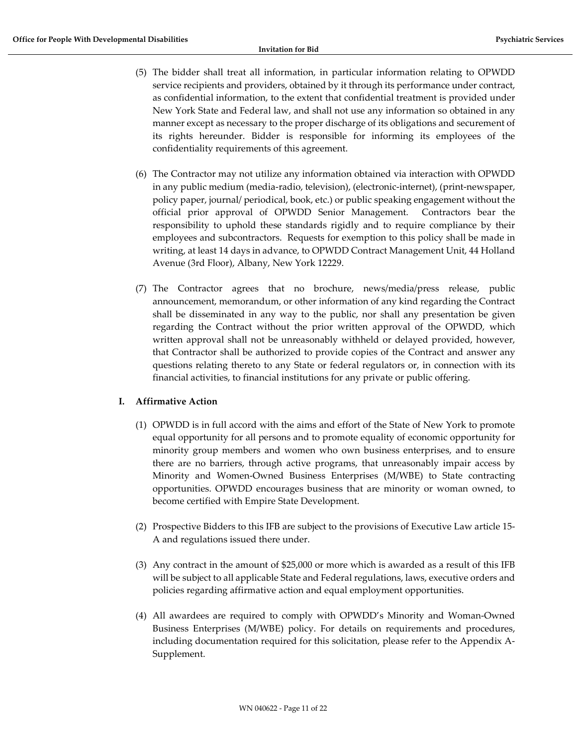(5) The bidder shall treat all information, in particular information relating to OPWDD service recipients and providers, obtained by it through its performance under contract, as confidential information, to the extent that confidential treatment is provided under New York State and Federal law, and shall not use any information so obtained in any manner except as necessary to the proper discharge of its obligations and securement of its rights hereunder. Bidder is responsible for informing its employees of the confidentiality requirements of this agreement.

(6) The Contractor may not utilize any information obtained via interaction with OPWDD in any public medium (media-radio, television), (electronic-internet), (print-newspaper, policy paper, journal/ periodical, book, etc.) or public speaking engagement without the official prior approval of OPWDD Senior Management. Contractors bear the responsibility to uphold these standards rigidly and to require compliance by their employees and subcontractors. Requests for exemption to this policy shall be made in writing, at least 14 days in advance, to OPWDD Contract Management Unit, 44 Holland Avenue (3rd Floor), Albany, New York 12229.

(7) The Contractor agrees that no brochure, news/media/press release, public announcement, memorandum, or other information of any kind regarding the Contract shall be disseminated in any way to the public, nor shall any presentation be given regarding the Contract without the prior written approval of the OPWDD, which written approval shall not be unreasonably withheld or delayed provided, however, that Contractor shall be authorized to provide copies of the Contract and answer any questions relating thereto to any State or federal regulators or, in connection with its financial activities, to financial institutions for any private or public offering.

### I. Affirmative Action

(1) OPWDD is in full accord with the aims and effort of the State of New York to promote equal opportunity for all persons and to promote equality of economic opportunity for minority group members and women who own business enterprises, and to ensure there are no barriers, through active programs, that unreasonably impair access by Minority and Women-Owned Business Enterprises (M/WBE) to State contracting opportunities. OPWDD encourages business that are minority or woman owned, to become certified with Empire State Development.

(2) Prospective Bidders to this IFB are subject to the provisions of Executive Law article 15-A and regulations issued there under.

(3) Any contract in the amount of $25,000 or more which is awarded as a result of this IFB will be subject to all applicable State and Federal regulations, laws, executive orders and policies regarding affirmative action and equal employment opportunities.

(4) All awardees are required to comply with OPWDD's Minority and Woman-Owned Business Enterprises (M/WBE) policy. For details on requirements and procedures, including documentation required for this solicitation, please refer to the Appendix A-Supplement.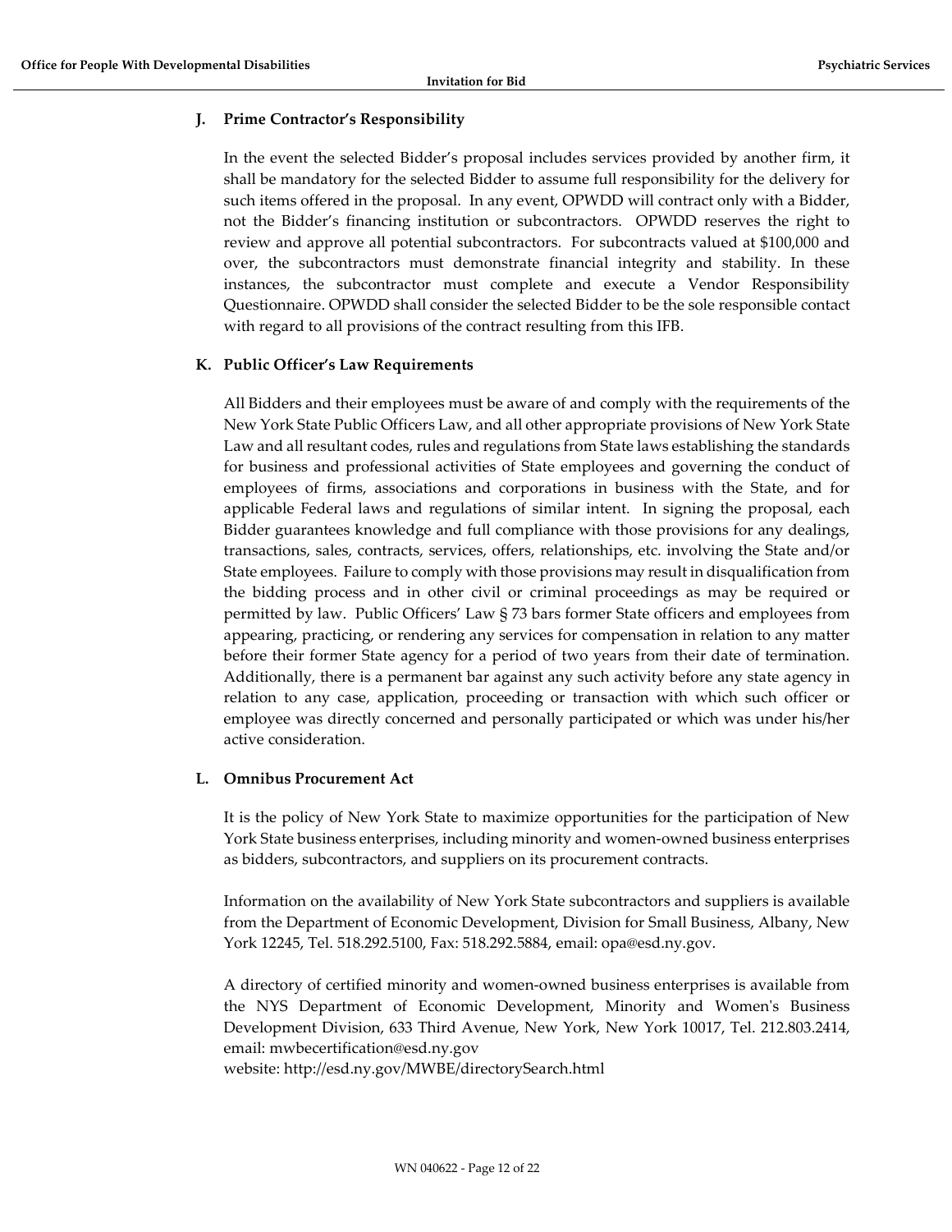### J. Prime Contractor's Responsibility

In the event the selected Bidder's proposal includes services provided by another firm, it shall be mandatory for the selected Bidder to assume full responsibility for the delivery for such items offered in the proposal. In any event, OPWDD will contract only with a Bidder, not the Bidder's financing institution or subcontractors. OPWDD reserves the right to review and approve all potential subcontractors. For subcontracts valued at $100,000 and over, the subcontractors must demonstrate financial integrity and stability. In these instances, the subcontractor must complete and execute a Vendor Responsibility Questionnaire. OPWDD shall consider the selected Bidder to be the sole responsible contact with regard to all provisions of the contract resulting from this IFB.

### K. Public Officer's Law Requirements

All Bidders and their employees must be aware of and comply with the requirements of the New York State Public Officers Law, and all other appropriate provisions of New York State Law and all resultant codes, rules and regulations from State laws establishing the standards for business and professional activities of State employees and governing the conduct of employees of firms, associations and corporations in business with the State, and for applicable Federal laws and regulations of similar intent. In signing the proposal, each Bidder guarantees knowledge and full compliance with those provisions for any dealings, transactions, sales, contracts, services, offers, relationships, etc. involving the State and/or State employees. Failure to comply with those provisions may result in disqualification from the bidding process and in other civil or criminal proceedings as may be required or permitted by law. Public Officers' Law § 73 bars former State officers and employees from appearing, practicing, or rendering any services for compensation in relation to any matter before their former State agency for a period of two years from their date of termination. Additionally, there is a permanent bar against any such activity before any state agency in relation to any case, application, proceeding or transaction with which such officer or employee was directly concerned and personally participated or which was under his/her active consideration.

### L. Omnibus Procurement Act

It is the policy of New York State to maximize opportunities for the participation of New York State business enterprises, including minority and women-owned business enterprises as bidders, subcontractors, and suppliers on its procurement contracts.

Information on the availability of New York State subcontractors and suppliers is available from the Department of Economic Development, Division for Small Business, Albany, New York 12245, Tel. 518.292.5100, Fax: 518.292.5884, email: opa@esd.ny.gov.

A directory of certified minority and women-owned business enterprises is available from the NYS Department of Economic Development, Minority and Women's Business Development Division, 633 Third Avenue, New York, New York 10017, Tel. 212.803.2414, email: mwbecertification@esd.ny.gov
website: http://esd.ny.gov/MWBE/directorySearch.html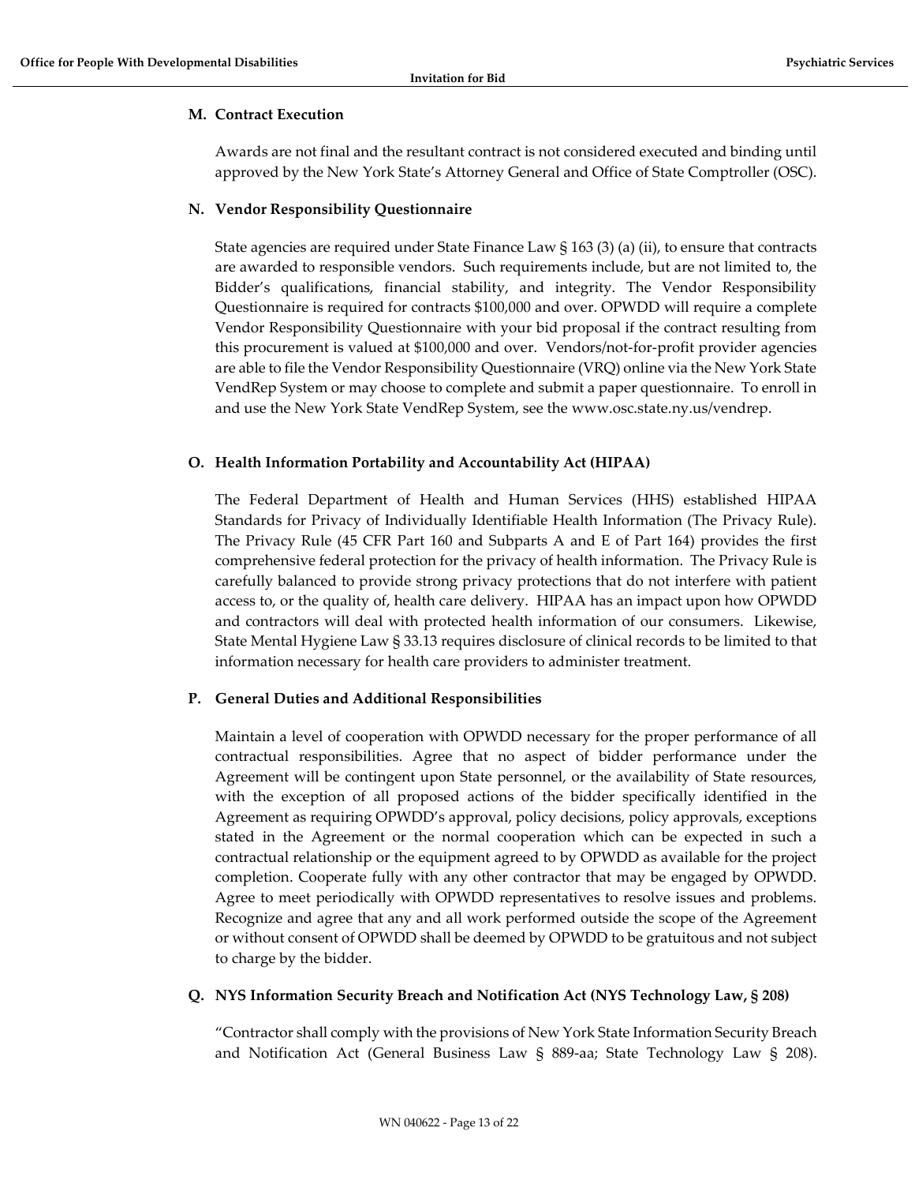### M. Contract Execution

Awards are not final and the resultant contract is not considered executed and binding until approved by the New York State's Attorney General and Office of State Comptroller (OSC).

### N. Vendor Responsibility Questionnaire

State agencies are required under State Finance Law § 163 (3) (a) (ii), to ensure that contracts are awarded to responsible vendors. Such requirements include, but are not limited to, the Bidder's qualifications, financial stability, and integrity. The Vendor Responsibility Questionnaire is required for contracts $100,000 and over. OPWDD will require a complete Vendor Responsibility Questionnaire with your bid proposal if the contract resulting from this procurement is valued at $100,000 and over. Vendors/not-for-profit provider agencies are able to file the Vendor Responsibility Questionnaire (VRQ) online via the New York State VendRep System or may choose to complete and submit a paper questionnaire. To enroll in and use the New York State VendRep System, see the www.osc.state.ny.us/vendrep.

### O. Health Information Portability and Accountability Act (HIPAA)

The Federal Department of Health and Human Services (HHS) established HIPAA Standards for Privacy of Individually Identifiable Health Information (The Privacy Rule). The Privacy Rule (45 CFR Part 160 and Subparts A and E of Part 164) provides the first comprehensive federal protection for the privacy of health information. The Privacy Rule is carefully balanced to provide strong privacy protections that do not interfere with patient access to, or the quality of, health care delivery. HIPAA has an impact upon how OPWDD and contractors will deal with protected health information of our consumers. Likewise, State Mental Hygiene Law § 33.13 requires disclosure of clinical records to be limited to that information necessary for health care providers to administer treatment.

### P. General Duties and Additional Responsibilities

Maintain a level of cooperation with OPWDD necessary for the proper performance of all contractual responsibilities. Agree that no aspect of bidder performance under the Agreement will be contingent upon State personnel, or the availability of State resources, with the exception of all proposed actions of the bidder specifically identified in the Agreement as requiring OPWDD's approval, policy decisions, policy approvals, exceptions stated in the Agreement or the normal cooperation which can be expected in such a contractual relationship or the equipment agreed to by OPWDD as available for the project completion. Cooperate fully with any other contractor that may be engaged by OPWDD. Agree to meet periodically with OPWDD representatives to resolve issues and problems. Recognize and agree that any and all work performed outside the scope of the Agreement or without consent of OPWDD shall be deemed by OPWDD to be gratuitous and not subject to charge by the bidder.

### Q. NYS Information Security Breach and Notification Act (NYS Technology Law, § 208)

"Contractor shall comply with the provisions of New York State Information Security Breach and Notification Act (General Business Law § 889-aa; State Technology Law § 208).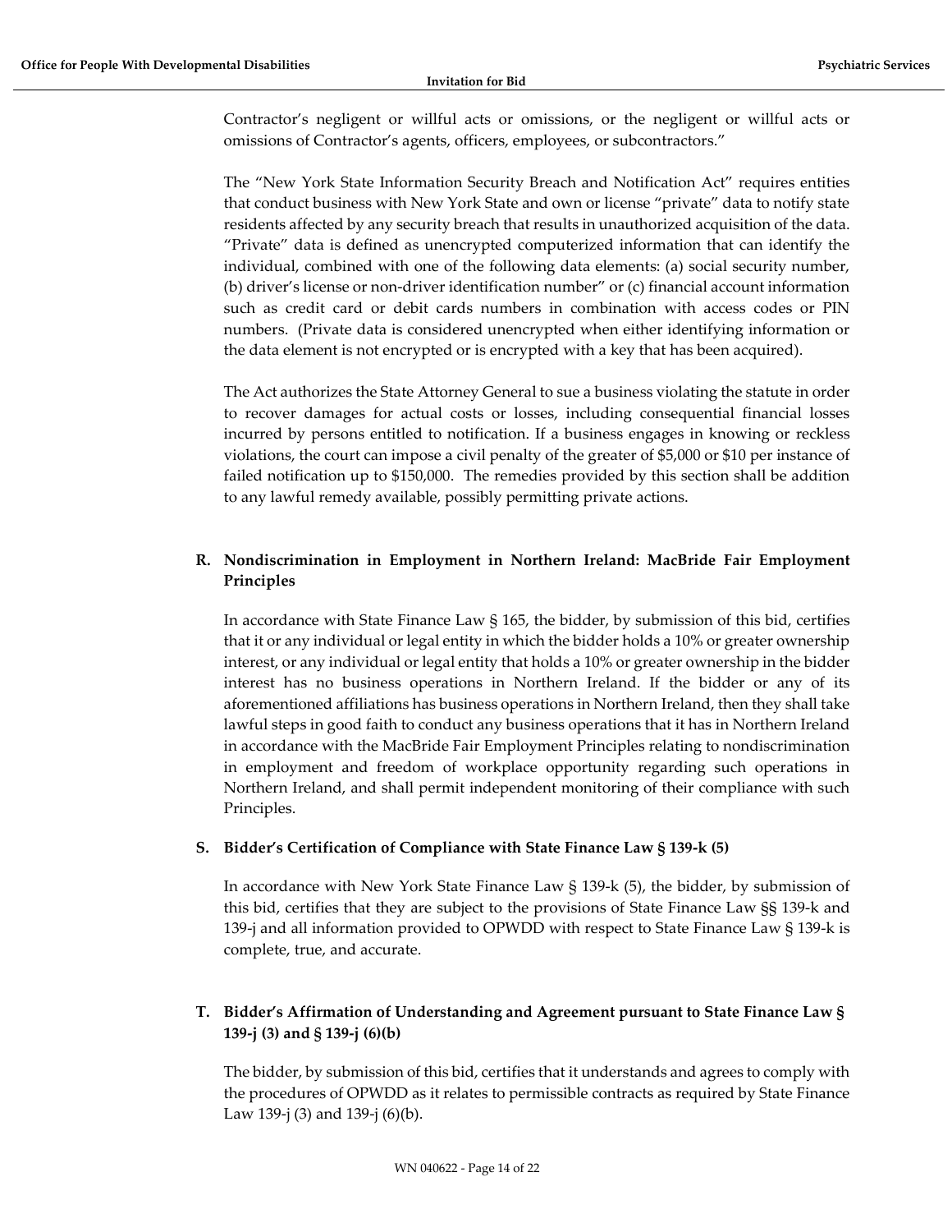Contractor's negligent or willful acts or omissions, or the negligent or willful acts or omissions of Contractor's agents, officers, employees, or subcontractors."

The "New York State Information Security Breach and Notification Act" requires entities that conduct business with New York State and own or license "private" data to notify state residents affected by any security breach that results in unauthorized acquisition of the data. "Private" data is defined as unencrypted computerized information that can identify the individual, combined with one of the following data elements: (a) social security number, (b) driver's license or non-driver identification number" or (c) financial account information such as credit card or debit cards numbers in combination with access codes or PIN numbers. (Private data is considered unencrypted when either identifying information or the data element is not encrypted or is encrypted with a key that has been acquired).

The Act authorizes the State Attorney General to sue a business violating the statute in order to recover damages for actual costs or losses, including consequential financial losses incurred by persons entitled to notification. If a business engages in knowing or reckless violations, the court can impose a civil penalty of the greater of $5,000 or $10 per instance of failed notification up to $150,000. The remedies provided by this section shall be addition to any lawful remedy available, possibly permitting private actions.

**R. Nondiscrimination in Employment in Northern Ireland: MacBride Fair Employment Principles**

In accordance with State Finance Law § 165, the bidder, by submission of this bid, certifies that it or any individual or legal entity in which the bidder holds a 10% or greater ownership interest, or any individual or legal entity that holds a 10% or greater ownership in the bidder interest has no business operations in Northern Ireland. If the bidder or any of its aforementioned affiliations has business operations in Northern Ireland, then they shall take lawful steps in good faith to conduct any business operations that it has in Northern Ireland in accordance with the MacBride Fair Employment Principles relating to nondiscrimination in employment and freedom of workplace opportunity regarding such operations in Northern Ireland, and shall permit independent monitoring of their compliance with such Principles.

**S. Bidder's Certification of Compliance with State Finance Law § 139-k (5)**

In accordance with New York State Finance Law § 139-k (5), the bidder, by submission of this bid, certifies that they are subject to the provisions of State Finance Law §§ 139-k and 139-j and all information provided to OPWDD with respect to State Finance Law § 139-k is complete, true, and accurate.

**T. Bidder's Affirmation of Understanding and Agreement pursuant to State Finance Law § 139-j (3) and § 139-j (6)(b)**

The bidder, by submission of this bid, certifies that it understands and agrees to comply with the procedures of OPWDD as it relates to permissible contracts as required by State Finance Law 139-j (3) and 139-j (6)(b).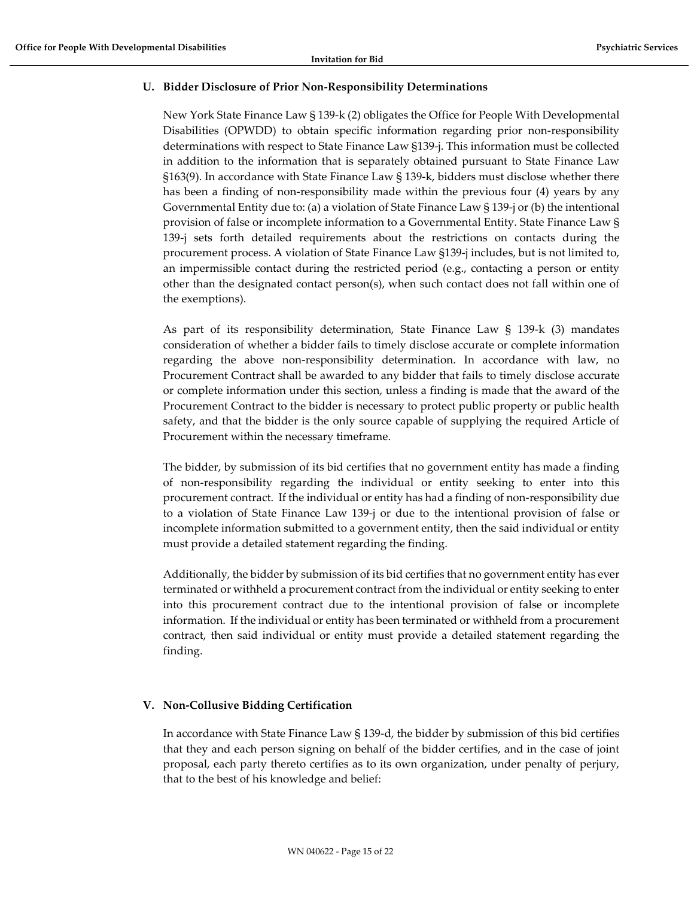### U. Bidder Disclosure of Prior Non-Responsibility Determinations

New York State Finance Law § 139-k (2) obligates the Office for People With Developmental Disabilities (OPWDD) to obtain specific information regarding prior non-responsibility determinations with respect to State Finance Law §139-j. This information must be collected in addition to the information that is separately obtained pursuant to State Finance Law §163(9). In accordance with State Finance Law § 139-k, bidders must disclose whether there has been a finding of non-responsibility made within the previous four (4) years by any Governmental Entity due to: (a) a violation of State Finance Law § 139-j or (b) the intentional provision of false or incomplete information to a Governmental Entity. State Finance Law § 139-j sets forth detailed requirements about the restrictions on contacts during the procurement process. A violation of State Finance Law §139-j includes, but is not limited to, an impermissible contact during the restricted period (e.g., contacting a person or entity other than the designated contact person(s), when such contact does not fall within one of the exemptions).

As part of its responsibility determination, State Finance Law § 139-k (3) mandates consideration of whether a bidder fails to timely disclose accurate or complete information regarding the above non-responsibility determination. In accordance with law, no Procurement Contract shall be awarded to any bidder that fails to timely disclose accurate or complete information under this section, unless a finding is made that the award of the Procurement Contract to the bidder is necessary to protect public property or public health safety, and that the bidder is the only source capable of supplying the required Article of Procurement within the necessary timeframe.

The bidder, by submission of its bid certifies that no government entity has made a finding of non-responsibility regarding the individual or entity seeking to enter into this procurement contract. If the individual or entity has had a finding of non-responsibility due to a violation of State Finance Law 139-j or due to the intentional provision of false or incomplete information submitted to a government entity, then the said individual or entity must provide a detailed statement regarding the finding.

Additionally, the bidder by submission of its bid certifies that no government entity has ever terminated or withheld a procurement contract from the individual or entity seeking to enter into this procurement contract due to the intentional provision of false or incomplete information. If the individual or entity has been terminated or withheld from a procurement contract, then said individual or entity must provide a detailed statement regarding the finding.

### V. Non-Collusive Bidding Certification

In accordance with State Finance Law § 139-d, the bidder by submission of this bid certifies that they and each person signing on behalf of the bidder certifies, and in the case of joint proposal, each party thereto certifies as to its own organization, under penalty of perjury, that to the best of his knowledge and belief: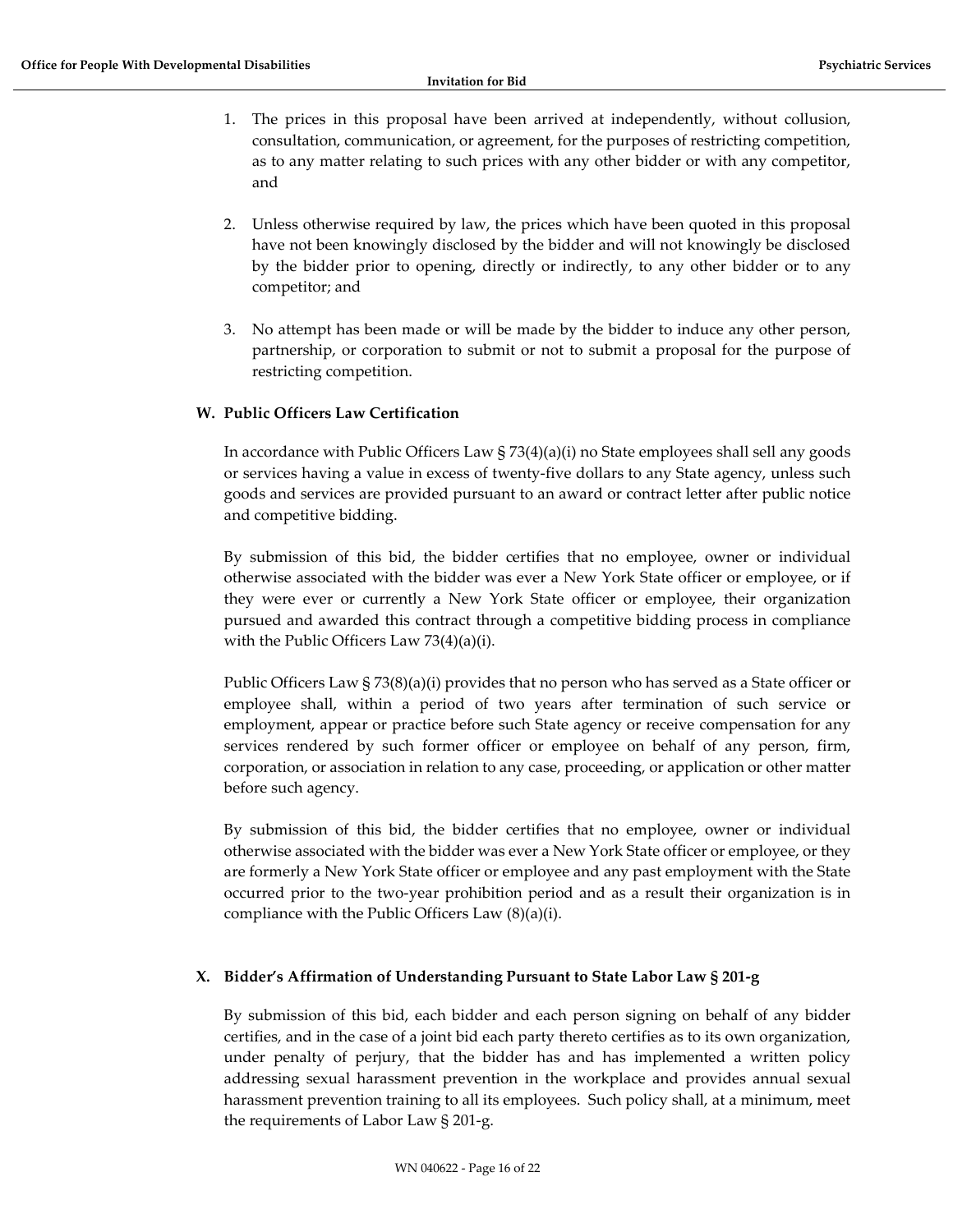1. The prices in this proposal have been arrived at independently, without collusion, consultation, communication, or agreement, for the purposes of restricting competition, as to any matter relating to such prices with any other bidder or with any competitor, and

2. Unless otherwise required by law, the prices which have been quoted in this proposal have not been knowingly disclosed by the bidder and will not knowingly be disclosed by the bidder prior to opening, directly or indirectly, to any other bidder or to any competitor; and

3. No attempt has been made or will be made by the bidder to induce any other person, partnership, or corporation to submit or not to submit a proposal for the purpose of restricting competition.

### W. Public Officers Law Certification

In accordance with Public Officers Law § 73(4)(a)(i) no State employees shall sell any goods or services having a value in excess of twenty-five dollars to any State agency, unless such goods and services are provided pursuant to an award or contract letter after public notice and competitive bidding.

By submission of this bid, the bidder certifies that no employee, owner or individual otherwise associated with the bidder was ever a New York State officer or employee, or if they were ever or currently a New York State officer or employee, their organization pursued and awarded this contract through a competitive bidding process in compliance with the Public Officers Law 73(4)(a)(i).

Public Officers Law § 73(8)(a)(i) provides that no person who has served as a State officer or employee shall, within a period of two years after termination of such service or employment, appear or practice before such State agency or receive compensation for any services rendered by such former officer or employee on behalf of any person, firm, corporation, or association in relation to any case, proceeding, or application or other matter before such agency.

By submission of this bid, the bidder certifies that no employee, owner or individual otherwise associated with the bidder was ever a New York State officer or employee, or they are formerly a New York State officer or employee and any past employment with the State occurred prior to the two-year prohibition period and as a result their organization is in compliance with the Public Officers Law (8)(a)(i).

### X. Bidder's Affirmation of Understanding Pursuant to State Labor Law § 201-g

By submission of this bid, each bidder and each person signing on behalf of any bidder certifies, and in the case of a joint bid each party thereto certifies as to its own organization, under penalty of perjury, that the bidder has and has implemented a written policy addressing sexual harassment prevention in the workplace and provides annual sexual harassment prevention training to all its employees. Such policy shall, at a minimum, meet the requirements of Labor Law § 201-g.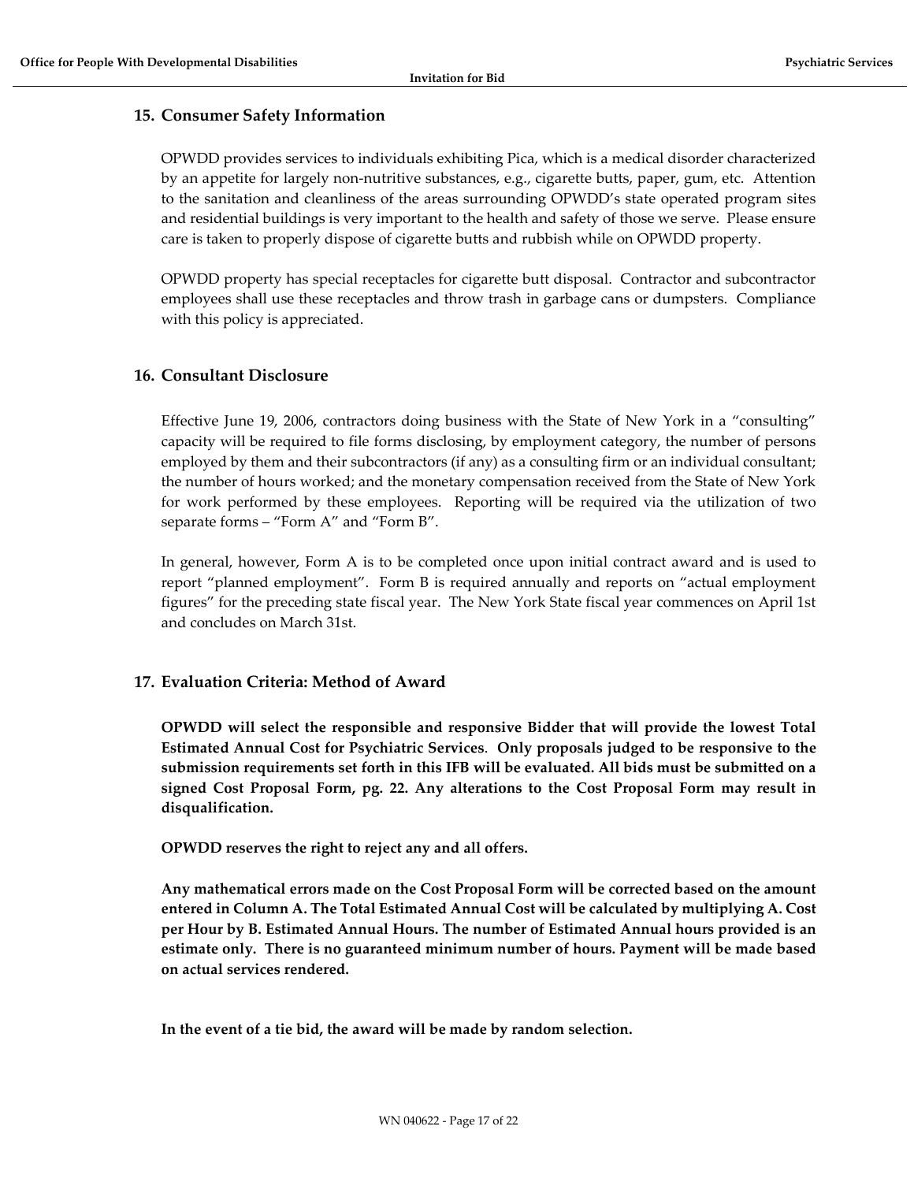## 15. Consumer Safety Information

OPWDD provides services to individuals exhibiting Pica, which is a medical disorder characterized by an appetite for largely non-nutritive substances, e.g., cigarette butts, paper, gum, etc. Attention to the sanitation and cleanliness of the areas surrounding OPWDD's state operated program sites and residential buildings is very important to the health and safety of those we serve. Please ensure care is taken to properly dispose of cigarette butts and rubbish while on OPWDD property.

OPWDD property has special receptacles for cigarette butt disposal. Contractor and subcontractor employees shall use these receptacles and throw trash in garbage cans or dumpsters. Compliance with this policy is appreciated.

## 16. Consultant Disclosure

Effective June 19, 2006, contractors doing business with the State of New York in a "consulting" capacity will be required to file forms disclosing, by employment category, the number of persons employed by them and their subcontractors (if any) as a consulting firm or an individual consultant; the number of hours worked; and the monetary compensation received from the State of New York for work performed by these employees. Reporting will be required via the utilization of two separate forms – "Form A" and "Form B".

In general, however, Form A is to be completed once upon initial contract award and is used to report "planned employment". Form B is required annually and reports on "actual employment figures" for the preceding state fiscal year. The New York State fiscal year commences on April 1st and concludes on March 31st.

## 17. Evaluation Criteria: Method of Award

**OPWDD will select the responsible and responsive Bidder that will provide the lowest Total Estimated Annual Cost for Psychiatric Services. Only proposals judged to be responsive to the submission requirements set forth in this IFB will be evaluated. All bids must be submitted on a signed Cost Proposal Form, pg. 22. Any alterations to the Cost Proposal Form may result in disqualification.**

**OPWDD reserves the right to reject any and all offers.**

**Any mathematical errors made on the Cost Proposal Form will be corrected based on the amount entered in Column A. The Total Estimated Annual Cost will be calculated by multiplying A. Cost per Hour by B. Estimated Annual Hours. The number of Estimated Annual hours provided is an estimate only. There is no guaranteed minimum number of hours. Payment will be made based on actual services rendered.**

**In the event of a tie bid, the award will be made by random selection.**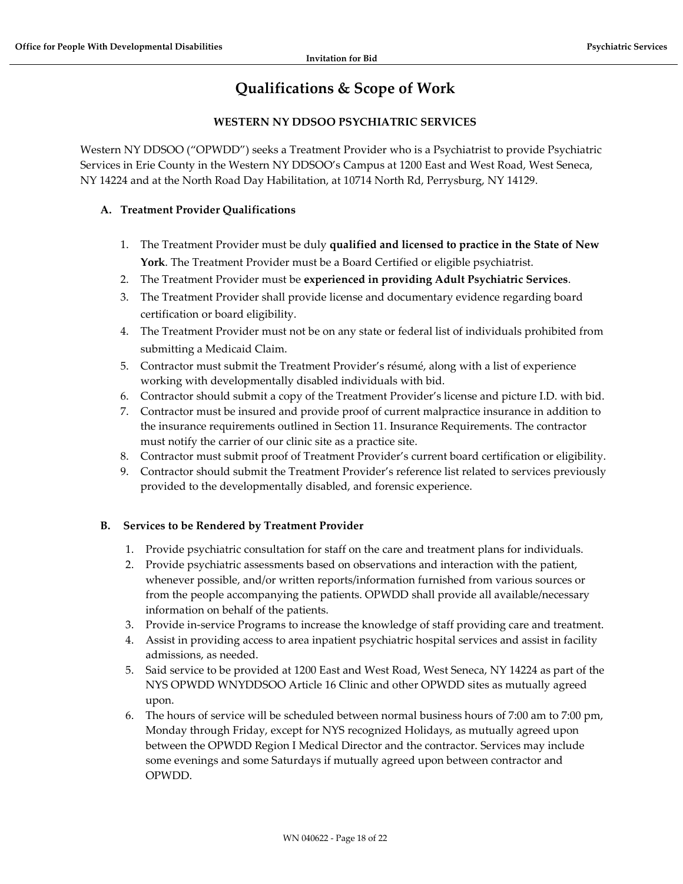# Qualifications & Scope of Work

**WESTERN NY DDSOO PSYCHIATRIC SERVICES**

Western NY DDSOO ("OPWDD") seeks a Treatment Provider who is a Psychiatrist to provide Psychiatric Services in Erie County in the Western NY DDSOO's Campus at 1200 East and West Road, West Seneca, NY 14224 and at the North Road Day Habilitation, at 10714 North Rd, Perrysburg, NY 14129.

## A. Treatment Provider Qualifications

1. The Treatment Provider must be duly **qualified and licensed to practice in the State of New York**. The Treatment Provider must be a Board Certified or eligible psychiatrist.
2. The Treatment Provider must be **experienced in providing Adult Psychiatric Services**.
3. The Treatment Provider shall provide license and documentary evidence regarding board certification or board eligibility.
4. The Treatment Provider must not be on any state or federal list of individuals prohibited from submitting a Medicaid Claim.
5. Contractor must submit the Treatment Provider's résumé, along with a list of experience working with developmentally disabled individuals with bid.
6. Contractor should submit a copy of the Treatment Provider's license and picture I.D. with bid.
7. Contractor must be insured and provide proof of current malpractice insurance in addition to the insurance requirements outlined in Section 11. Insurance Requirements. The contractor must notify the carrier of our clinic site as a practice site.
8. Contractor must submit proof of Treatment Provider's current board certification or eligibility.
9. Contractor should submit the Treatment Provider's reference list related to services previously provided to the developmentally disabled, and forensic experience.

## B. Services to be Rendered by Treatment Provider

1. Provide psychiatric consultation for staff on the care and treatment plans for individuals.
2. Provide psychiatric assessments based on observations and interaction with the patient, whenever possible, and/or written reports/information furnished from various sources or from the people accompanying the patients. OPWDD shall provide all available/necessary information on behalf of the patients.
3. Provide in-service Programs to increase the knowledge of staff providing care and treatment.
4. Assist in providing access to area inpatient psychiatric hospital services and assist in facility admissions, as needed.
5. Said service to be provided at 1200 East and West Road, West Seneca, NY 14224 as part of the NYS OPWDD WNYDDSOO Article 16 Clinic and other OPWDD sites as mutually agreed upon.
6. The hours of service will be scheduled between normal business hours of 7:00 am to 7:00 pm, Monday through Friday, except for NYS recognized Holidays, as mutually agreed upon between the OPWDD Region I Medical Director and the contractor. Services may include some evenings and some Saturdays if mutually agreed upon between contractor and OPWDD.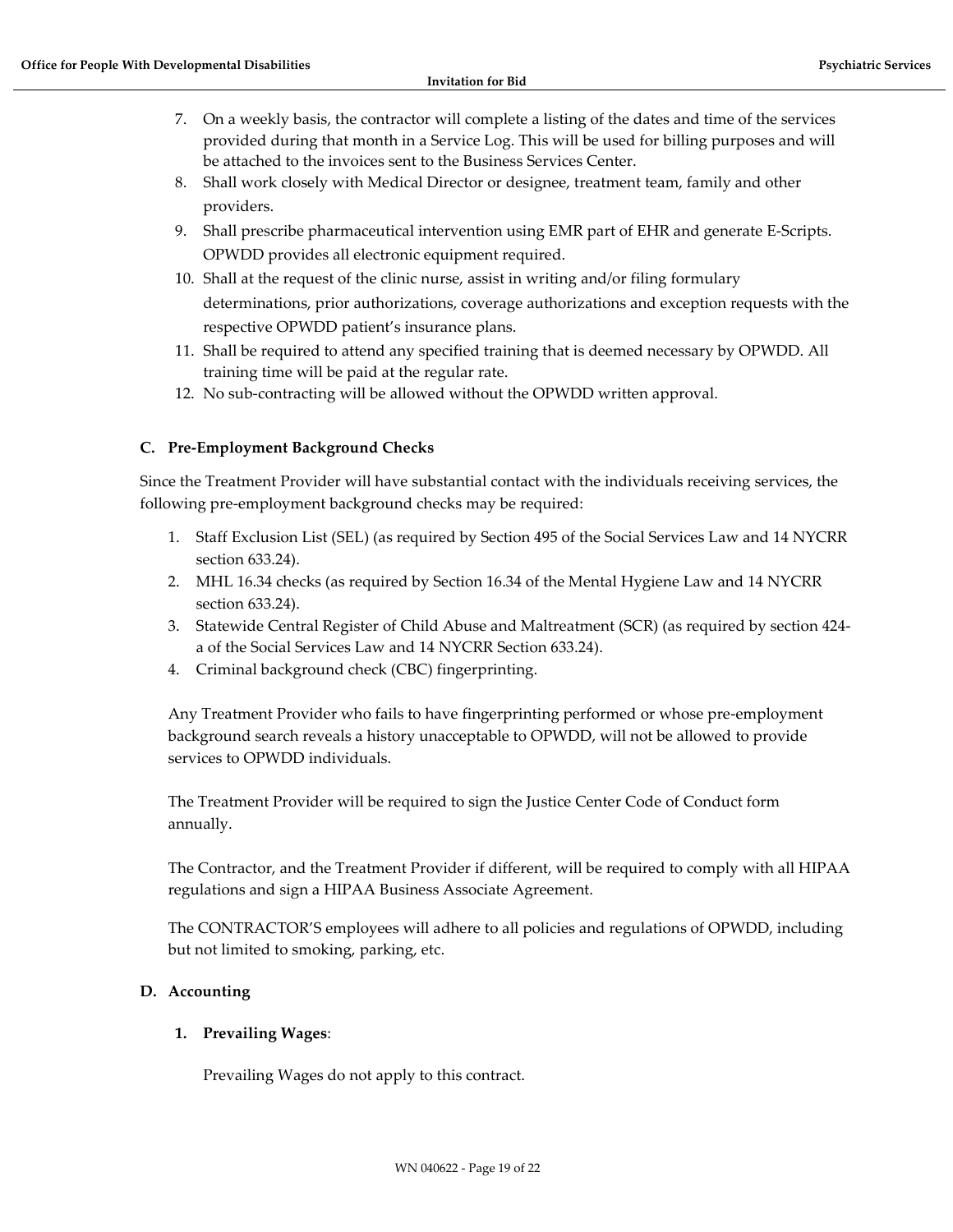7. On a weekly basis, the contractor will complete a listing of the dates and time of the services provided during that month in a Service Log. This will be used for billing purposes and will be attached to the invoices sent to the Business Services Center.
8. Shall work closely with Medical Director or designee, treatment team, family and other providers.
9. Shall prescribe pharmaceutical intervention using EMR part of EHR and generate E-Scripts. OPWDD provides all electronic equipment required.
10. Shall at the request of the clinic nurse, assist in writing and/or filing formulary determinations, prior authorizations, coverage authorizations and exception requests with the respective OPWDD patient's insurance plans.
11. Shall be required to attend any specified training that is deemed necessary by OPWDD. All training time will be paid at the regular rate.
12. No sub-contracting will be allowed without the OPWDD written approval.

### C. Pre-Employment Background Checks

Since the Treatment Provider will have substantial contact with the individuals receiving services, the following pre-employment background checks may be required:

1. Staff Exclusion List (SEL) (as required by Section 495 of the Social Services Law and 14 NYCRR section 633.24).
2. MHL 16.34 checks (as required by Section 16.34 of the Mental Hygiene Law and 14 NYCRR section 633.24).
3. Statewide Central Register of Child Abuse and Maltreatment (SCR) (as required by section 424-a of the Social Services Law and 14 NYCRR Section 633.24).
4. Criminal background check (CBC) fingerprinting.

Any Treatment Provider who fails to have fingerprinting performed or whose pre-employment background search reveals a history unacceptable to OPWDD, will not be allowed to provide services to OPWDD individuals.

The Treatment Provider will be required to sign the Justice Center Code of Conduct form annually.

The Contractor, and the Treatment Provider if different, will be required to comply with all HIPAA regulations and sign a HIPAA Business Associate Agreement.

The CONTRACTOR'S employees will adhere to all policies and regulations of OPWDD, including but not limited to smoking, parking, etc.

### D. Accounting

#### 1. Prevailing Wages:

Prevailing Wages do not apply to this contract.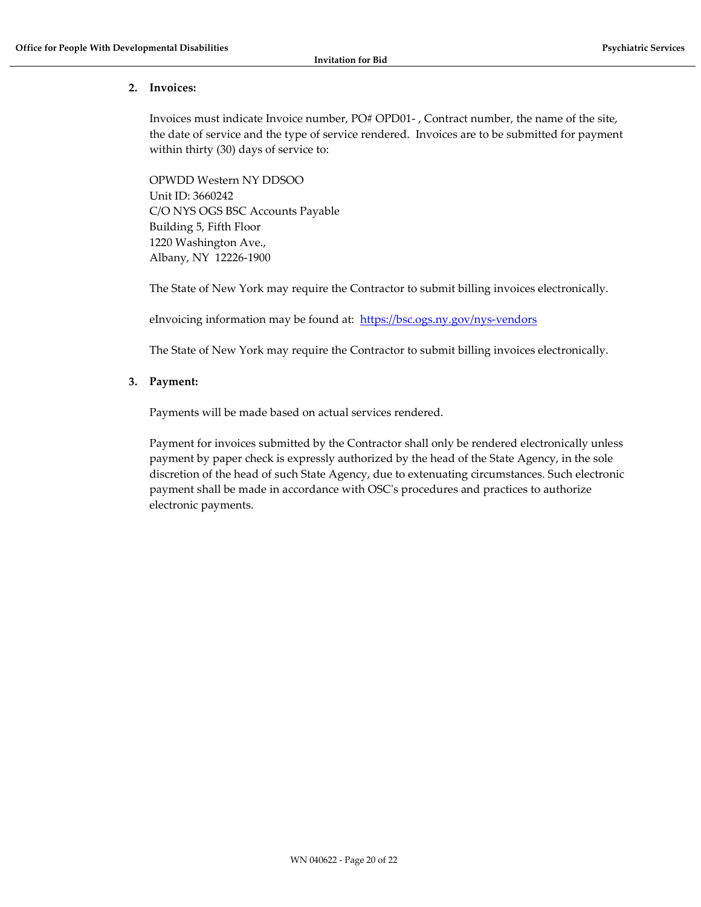2. **Invoices:**

   Invoices must indicate Invoice number, PO# OPD01- , Contract number, the name of the site, the date of service and the type of service rendered. Invoices are to be submitted for payment within thirty (30) days of service to:

   OPWDD Western NY DDSOO
   Unit ID: 3660242
   C/O NYS OGS BSC Accounts Payable
   Building 5, Fifth Floor
   1220 Washington Ave.,
   Albany, NY 12226-1900

   The State of New York may require the Contractor to submit billing invoices electronically.

   eInvoicing information may be found at: [https://bsc.ogs.ny.gov/nys-vendors](https://bsc.ogs.ny.gov/nys-vendors)

   The State of New York may require the Contractor to submit billing invoices electronically.

3. **Payment:**

   Payments will be made based on actual services rendered.

   Payment for invoices submitted by the Contractor shall only be rendered electronically unless payment by paper check is expressly authorized by the head of the State Agency, in the sole discretion of the head of such State Agency, due to extenuating circumstances. Such electronic payment shall be made in accordance with OSC's procedures and practices to authorize electronic payments.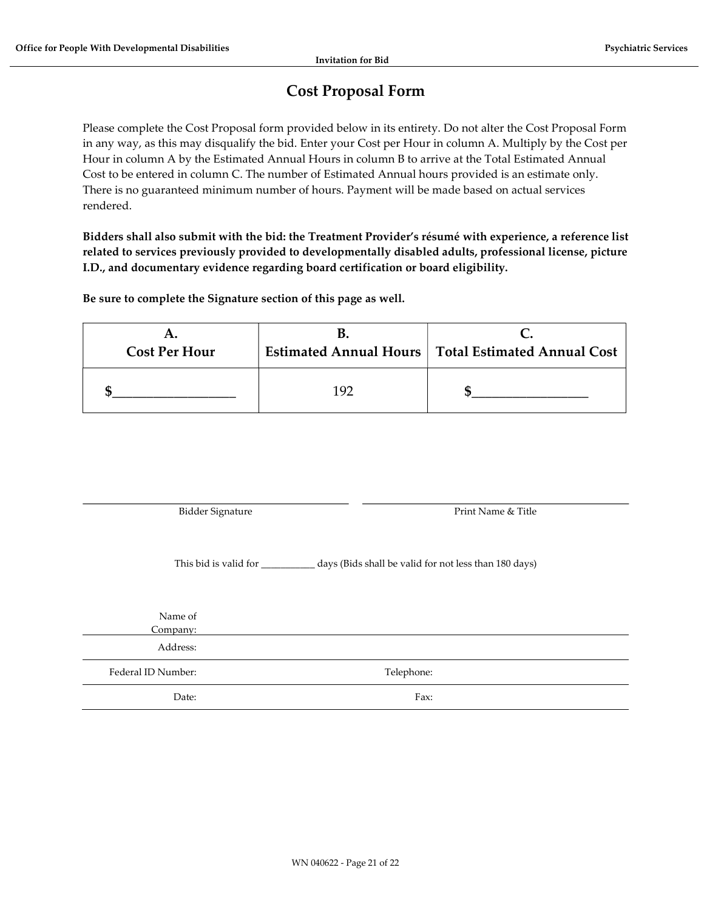# Cost Proposal Form

Please complete the Cost Proposal form provided below in its entirety. Do not alter the Cost Proposal Form in any way, as this may disqualify the bid. Enter your Cost per Hour in column A. Multiply by the Cost per Hour in column A by the Estimated Annual Hours in column B to arrive at the Total Estimated Annual Cost to be entered in column C. The number of Estimated Annual hours provided is an estimate only. There is no guaranteed minimum number of hours. Payment will be made based on actual services rendered.

**Bidders shall also submit with the bid: the Treatment Provider's résumé with experience, a reference list related to services previously provided to developmentally disabled adults, professional license, picture I.D., and documentary evidence regarding board certification or board eligibility.**

**Be sure to complete the Signature section of this page as well.**

| A. Cost Per Hour | B. Estimated Annual Hours | C. Total Estimated Annual Cost |
|---|---|---|
| $__________________ | 192 | $_________________ |

_______________________________ Bidder Signature

_______________________________ Print Name & Title

This bid is valid for ___________ days (Bids shall be valid for not less than 180 days)

Name of Company: ________________________________

Address: ________________________________

Federal ID Number: ________________ Telephone: ________________

Date: ________________ Fax: ________________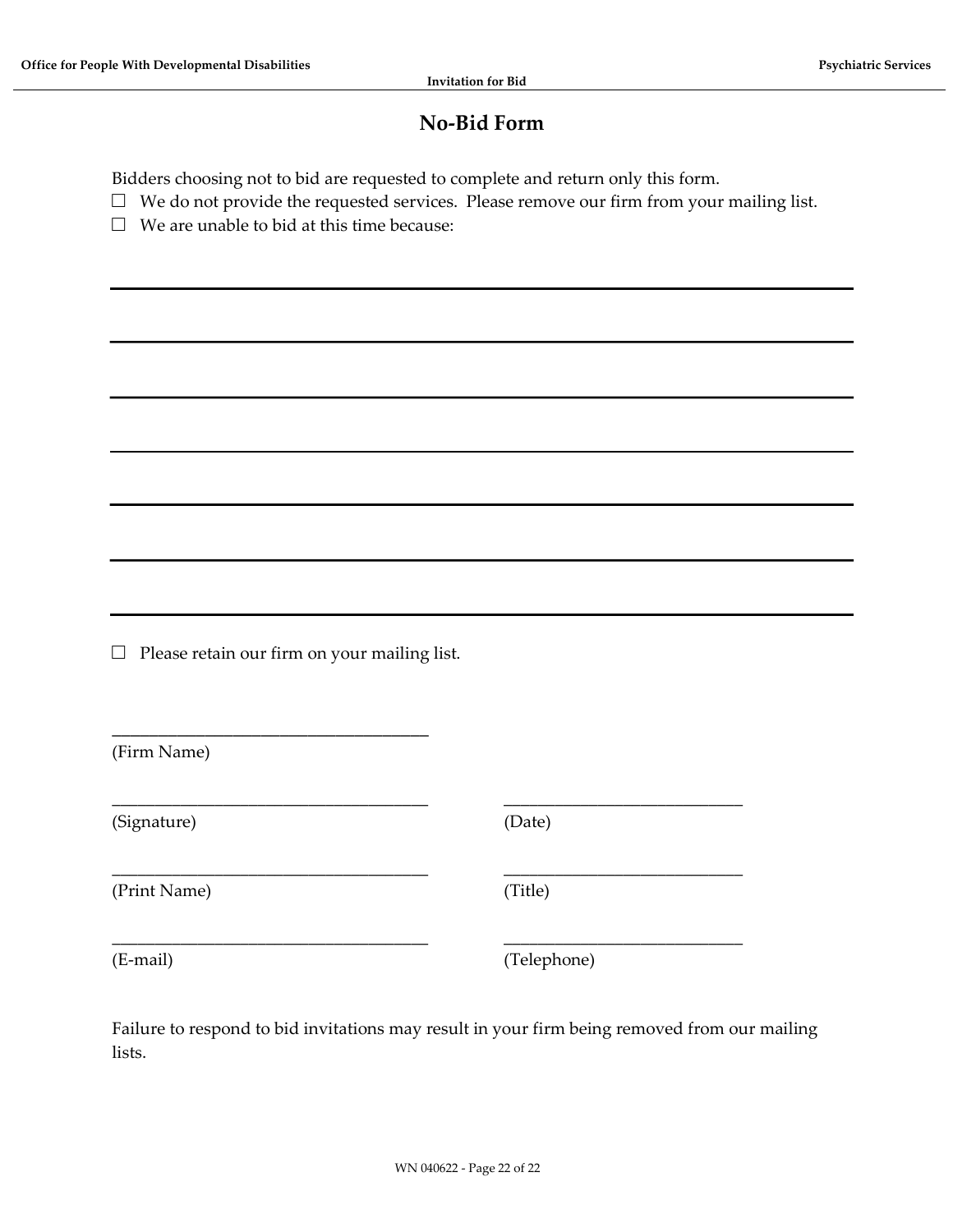# No-Bid Form

Bidders choosing not to bid are requested to complete and return only this form.

☐ We do not provide the requested services. Please remove our firm from your mailing list.

☐ We are unable to bid at this time because:

\_\_\_\_\_\_\_\_\_\_\_\_\_\_\_\_\_\_\_\_\_\_\_\_\_\_\_\_\_\_\_\_\_\_\_\_\_\_\_\_\_\_\_\_\_\_\_\_\_\_\_\_\_\_\_\_\_\_\_\_

\_\_\_\_\_\_\_\_\_\_\_\_\_\_\_\_\_\_\_\_\_\_\_\_\_\_\_\_\_\_\_\_\_\_\_\_\_\_\_\_\_\_\_\_\_\_\_\_\_\_\_\_\_\_\_\_\_\_\_\_

\_\_\_\_\_\_\_\_\_\_\_\_\_\_\_\_\_\_\_\_\_\_\_\_\_\_\_\_\_\_\_\_\_\_\_\_\_\_\_\_\_\_\_\_\_\_\_\_\_\_\_\_\_\_\_\_\_\_\_\_

\_\_\_\_\_\_\_\_\_\_\_\_\_\_\_\_\_\_\_\_\_\_\_\_\_\_\_\_\_\_\_\_\_\_\_\_\_\_\_\_\_\_\_\_\_\_\_\_\_\_\_\_\_\_\_\_\_\_\_\_

\_\_\_\_\_\_\_\_\_\_\_\_\_\_\_\_\_\_\_\_\_\_\_\_\_\_\_\_\_\_\_\_\_\_\_\_\_\_\_\_\_\_\_\_\_\_\_\_\_\_\_\_\_\_\_\_\_\_\_\_

\_\_\_\_\_\_\_\_\_\_\_\_\_\_\_\_\_\_\_\_\_\_\_\_\_\_\_\_\_\_\_\_\_\_\_\_\_\_\_\_\_\_\_\_\_\_\_\_\_\_\_\_\_\_\_\_\_\_\_\_

\_\_\_\_\_\_\_\_\_\_\_\_\_\_\_\_\_\_\_\_\_\_\_\_\_\_\_\_\_\_\_\_\_\_\_\_\_\_\_\_\_\_\_\_\_\_\_\_\_\_\_\_\_\_\_\_\_\_\_\_

☐ Please retain our firm on your mailing list.

\_\_\_\_\_\_\_\_\_\_\_\_\_\_\_\_\_\_\_\_\_\_\_\_\_\_\_\_\_\_\_\_\_\_\_\_
(Firm Name)

| | |
|---|---|
| \_\_\_\_\_\_\_\_\_\_\_\_\_\_\_\_\_\_\_\_\_\_\_\_\_\_\_\_\_\_\_\_\_\_\_\_<br>(Signature) | \_\_\_\_\_\_\_\_\_\_\_\_\_\_\_\_\_\_\_\_\_\_\_\_\_\_\_\_<br>(Date) |
| \_\_\_\_\_\_\_\_\_\_\_\_\_\_\_\_\_\_\_\_\_\_\_\_\_\_\_\_\_\_\_\_\_\_\_\_<br>(Print Name) | \_\_\_\_\_\_\_\_\_\_\_\_\_\_\_\_\_\_\_\_\_\_\_\_\_\_\_\_<br>(Title) |
| \_\_\_\_\_\_\_\_\_\_\_\_\_\_\_\_\_\_\_\_\_\_\_\_\_\_\_\_\_\_\_\_\_\_\_\_<br>(E-mail) | \_\_\_\_\_\_\_\_\_\_\_\_\_\_\_\_\_\_\_\_\_\_\_\_\_\_\_\_<br>(Telephone) |

Failure to respond to bid invitations may result in your firm being removed from our mailing lists.